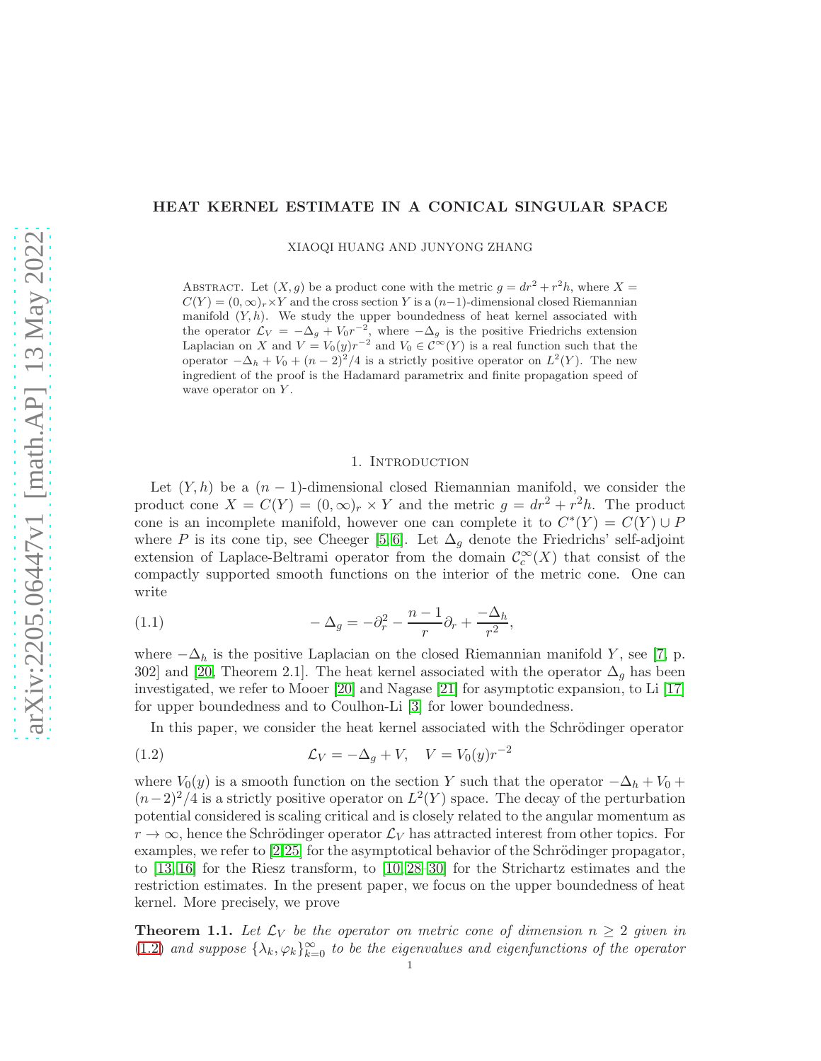# HEAT KERNEL ESTIMATE IN A CONICAL SINGULAR SPACE

XIAOQI HUANG AND JUNYONG ZHANG

Abstract. Let $(X, g)$ be a product cone with the metric $g = dr^2 + r^2 h$, where $X = C(Y) = (0,\infty)_r \times Y$ and the cross section $Y$ is a $(n-1)$-dimensional closed Riemannian manifold $(Y, h)$. We study the upper boundedness of heat kernel associated with the operator $\mathcal{L}_V = -\Delta_g + V_0 r^{-2}$, where $-\Delta_g$ is the positive Friedrichs extension Laplacian on $X$ and $V = V_0(y)r^{-2}$ and $V_0 \in \mathcal{C}^\infty(Y)$ is a real function such that the operator $-\Delta_h + V_0 + (n-2)^2/4$ is a strictly positive operator on $L^2(Y)$. The new ingredient of the proof is the Hadamard parametrix and finite propagation speed of wave operator on $Y$.

## 1. Introduction

Let $(Y, h)$ be a $(n-1)$-dimensional closed Riemannian manifold, we consider the product cone $X = C(Y) = (0,\infty)_r \times Y$ and the metric $g = dr^2 + r^2 h$. The product cone is an incomplete manifold, however one can complete it to $C^*(Y) = C(Y) \cup P$ where $P$ is its cone tip, see Cheeger [5, 6]. Let $\Delta_g$ denote the Friedrichs' self-adjoint extension of Laplace-Beltrami operator from the domain $\mathcal{C}_c^\infty(X)$ that consist of the compactly supported smooth functions on the interior of the metric cone. One can write

$$-\Delta_g = -\partial_r^2 - \frac{n-1}{r}\partial_r + \frac{-\Delta_h}{r^2}, \tag{1.1}$$

where $-\Delta_h$ is the positive Laplacian on the closed Riemannian manifold $Y$, see [7, p. 302] and [20, Theorem 2.1]. The heat kernel associated with the operator $\Delta_g$ has been investigated, we refer to Mooer [20] and Nagase [21] for asymptotic expansion, to Li [17] for upper boundedness and to Coulhon-Li [3] for lower boundedness.

In this paper, we consider the heat kernel associated with the Schrödinger operator

$$\mathcal{L}_V = -\Delta_g + V, \quad V = V_0(y)r^{-2} \tag{1.2}$$

where $V_0(y)$ is a smooth function on the section $Y$ such that the operator $-\Delta_h + V_0 + (n-2)^2/4$ is a strictly positive operator on $L^2(Y)$ space. The decay of the perturbation potential considered is scaling critical and is closely related to the angular momentum as $r \to \infty$, hence the Schrödinger operator $\mathcal{L}_V$ has attracted interest from other topics. For examples, we refer to [2, 25] for the asymptotical behavior of the Schrödinger propagator, to [13, 16] for the Riesz transform, to [10, 28–30] for the Strichartz estimates and the restriction estimates. In the present paper, we focus on the upper boundedness of heat kernel. More precisely, we prove

**Theorem 1.1.** *Let $\mathcal{L}_V$ be the operator on metric cone of dimension $n \geq 2$ given in (1.2) and suppose $\{\lambda_k, \varphi_k\}_{k=0}^\infty$ to be the eigenvalues and eigenfunctions of the operator*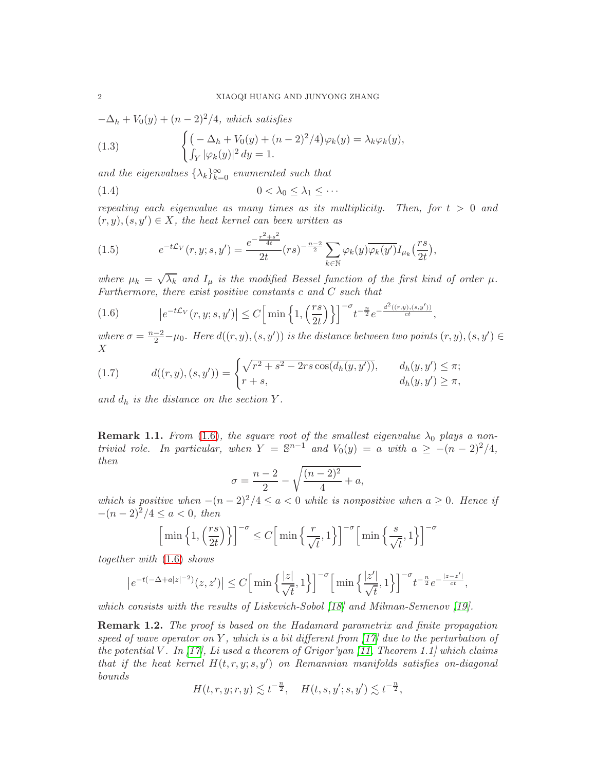$-\Delta_h + V_0(y) + (n-2)^2/4$, *which satisfies*

$$\begin{cases} \big(-\Delta_h + V_0(y) + (n-2)^2/4\big)\varphi_k(y) = \lambda_k \varphi_k(y), \\ \int_Y |\varphi_k(y)|^2\, dy = 1. \end{cases} \tag{1.3}$$

*and the eigenvalues* $\{\lambda_k\}_{k=0}^\infty$ *enumerated such that*

$$0 < \lambda_0 \le \lambda_1 \le \cdots \tag{1.4}$$

*repeating each eigenvalue as many times as its multiplicity. Then, for* $t > 0$ *and* $(r,y),(s,y') \in X$*, the heat kernel can been written as*

$$e^{-t\mathcal{L}_V}(r,y;s,y') = \frac{e^{-\frac{r^2+s^2}{4t}}}{2t}(rs)^{-\frac{n-2}{2}} \sum_{k\in\mathbb{N}} \varphi_k(y)\overline{\varphi_k(y')} I_{\mu_k}\Big(\frac{rs}{2t}\Big), \tag{1.5}$$

*where* $\mu_k = \sqrt{\lambda_k}$ *and* $I_\mu$ *is the modified Bessel function of the first kind of order* $\mu$*. Furthermore, there exist positive constants* $c$ *and* $C$ *such that*

$$\big|e^{-t\mathcal{L}_V}(r,y;s,y')\big| \le C\Big[\min\Big\{1, \Big(\frac{rs}{2t}\Big)\Big\}\Big]^{-\sigma} t^{-\frac{n}{2}} e^{-\frac{d^2((r,y),(s,y'))}{ct}}, \tag{1.6}$$

*where* $\sigma = \frac{n-2}{2} - \mu_0$*. Here* $d((r,y),(s,y'))$ *is the distance between two points* $(r,y),(s,y') \in X$

$$d((r,y),(s,y')) = \begin{cases} \sqrt{r^2 + s^2 - 2rs\cos(d_h(y,y'))}, & d_h(y,y') \le \pi; \\ r+s, & d_h(y,y') \ge \pi, \end{cases} \tag{1.7}$$

*and* $d_h$ *is the distance on the section* $Y$*.*

**Remark 1.1.** *From* (1.6)*, the square root of the smallest eigenvalue* $\lambda_0$ *plays a nontrivial role. In particular, when* $Y = \mathbb{S}^{n-1}$ *and* $V_0(y) = a$ *with* $a \ge -(n-2)^2/4$*, then*

$$\sigma = \frac{n-2}{2} - \sqrt{\frac{(n-2)^2}{4} + a},$$

*which is positive when* $-(n-2)^2/4 \le a < 0$ *while is nonpositive when* $a \ge 0$*. Hence if* $-(n-2)^2/4 \le a < 0$*, then*

$$\Big[\min\Big\{1, \Big(\frac{rs}{2t}\Big)\Big\}\Big]^{-\sigma} \le C\Big[\min\Big\{\frac{r}{\sqrt{t}}, 1\Big\}\Big]^{-\sigma}\Big[\min\Big\{\frac{s}{\sqrt{t}}, 1\Big\}\Big]^{-\sigma}$$

*together with* (1.6) *shows*

$$\big|e^{-t(-\Delta + a|z|^{-2})}(z,z')\big| \le C\Big[\min\Big\{\frac{|z|}{\sqrt{t}}, 1\Big\}\Big]^{-\sigma}\Big[\min\Big\{\frac{|z'|}{\sqrt{t}}, 1\Big\}\Big]^{-\sigma} t^{-\frac{n}{2}} e^{-\frac{|z-z'|}{ct}},$$

*which consists with the results of Liskevich-Sobol [18] and Milman-Semenov [19].*

**Remark 1.2.** *The proof is based on the Hadamard parametrix and finite propagation speed of wave operator on* $Y$*, which is a bit different from [17] due to the perturbation of the potential* $V$*. In [17], Li used a theorem of Grigor'yan [11, Theorem 1.1] which claims that if the heat kernel* $H(t,r,y;s,y')$ *on Remannian manifolds satisfies on-diagonal bounds*

$$H(t,r,y;r,y) \lesssim t^{-\frac{n}{2}}, \quad H(t,s,y';s,y') \lesssim t^{-\frac{n}{2}},$$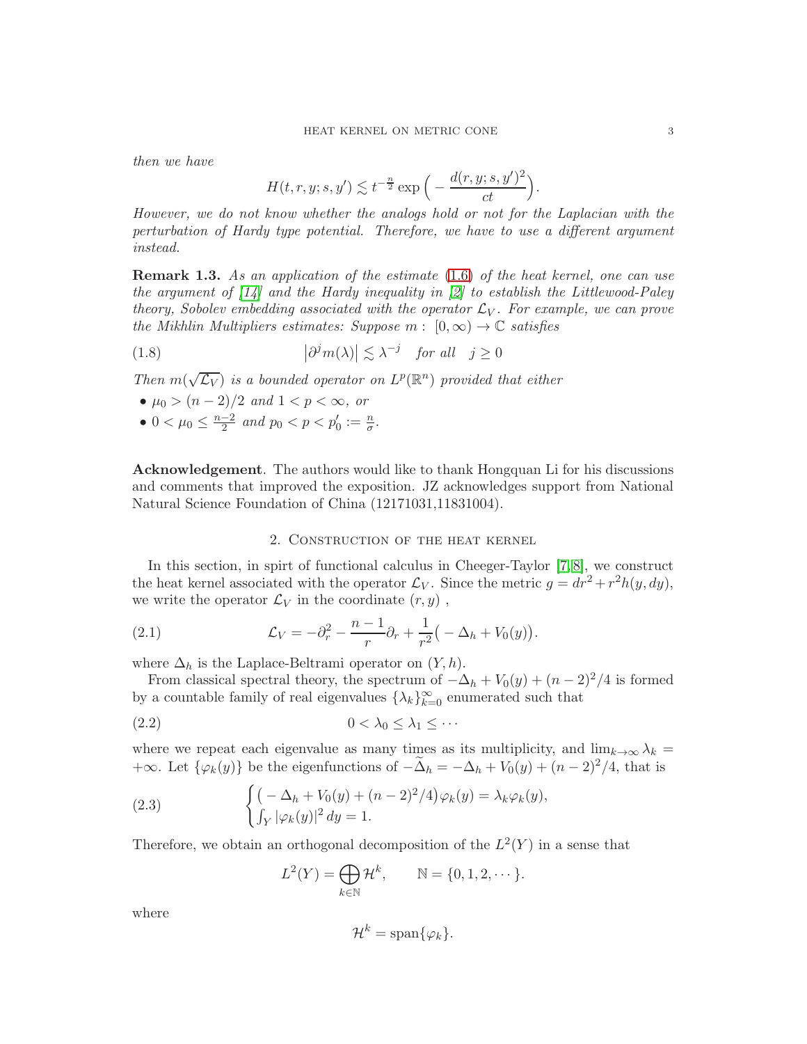*then we have*

$$H(t,r,y;s,y') \lesssim t^{-\frac{n}{2}} \exp\Big( -\frac{d(r,y;s,y')^2}{ct}\Big).$$

*However, we do not know whether the analogs hold or not for the Laplacian with the perturbation of Hardy type potential. Therefore, we have to use a different argument instead.*

**Remark 1.3.** *As an application of the estimate* (1.6) *of the heat kernel, one can use the argument of [14] and the Hardy inequality in [2] to establish the Littlewood-Paley theory, Sobolev embedding associated with the operator $\mathcal{L}_V$. For example, we can prove the Mikhlin Multipliers estimates: Suppose $m:\ [0,\infty) \to \mathbb{C}$ satisfies*

$$\big|\partial^j m(\lambda)\big| \lesssim \lambda^{-j} \quad \text{for all} \quad j \geq 0 \tag{1.8}$$

*Then $m(\sqrt{\mathcal{L}_V})$ is a bounded operator on $L^p(\mathbb{R}^n)$ provided that either*

- *$\mu_0 > (n-2)/2$ and $1 < p < \infty$, or*
- *$0 < \mu_0 \leq \frac{n-2}{2}$ and $p_0 < p < p_0' := \frac{n}{\sigma}$.*

**Acknowledgement**. The authors would like to thank Hongquan Li for his discussions and comments that improved the exposition. JZ acknowledges support from National Natural Science Foundation of China (12171031,11831004).

## 2. Construction of the heat kernel

In this section, in spirt of functional calculus in Cheeger-Taylor [7,8], we construct the heat kernel associated with the operator $\mathcal{L}_V$. Since the metric $g = dr^2 + r^2 h(y,dy)$, we write the operator $\mathcal{L}_V$ in the coordinate $(r,y)$ ,

$$\mathcal{L}_V = -\partial_r^2 - \frac{n-1}{r}\partial_r + \frac{1}{r^2}\big(-\Delta_h + V_0(y)\big). \tag{2.1}$$

where $\Delta_h$ is the Laplace-Beltrami operator on $(Y,h)$.

From classical spectral theory, the spectrum of $-\Delta_h + V_0(y) + (n-2)^2/4$ is formed by a countable family of real eigenvalues $\{\lambda_k\}_{k=0}^\infty$ enumerated such that

$$0 < \lambda_0 \leq \lambda_1 \leq \cdots \tag{2.2}$$

where we repeat each eigenvalue as many times as its multiplicity, and $\lim_{k\to\infty}\lambda_k = +\infty$. Let $\{\varphi_k(y)\}$ be the eigenfunctions of $-\widetilde{\Delta}_h = -\Delta_h + V_0(y) + (n-2)^2/4$, that is

$$\begin{cases} \big(-\Delta_h + V_0(y) + (n-2)^2/4\big)\varphi_k(y) = \lambda_k \varphi_k(y), \\ \int_Y |\varphi_k(y)|^2\, dy = 1. \end{cases} \tag{2.3}$$

Therefore, we obtain an orthogonal decomposition of the $L^2(Y)$ in a sense that

$$L^2(Y) = \bigoplus_{k\in\mathbb{N}} \mathcal{H}^k, \qquad \mathbb{N} = \{0,1,2,\cdots\}.$$

where

$$\mathcal{H}^k = \text{span}\{\varphi_k\}.$$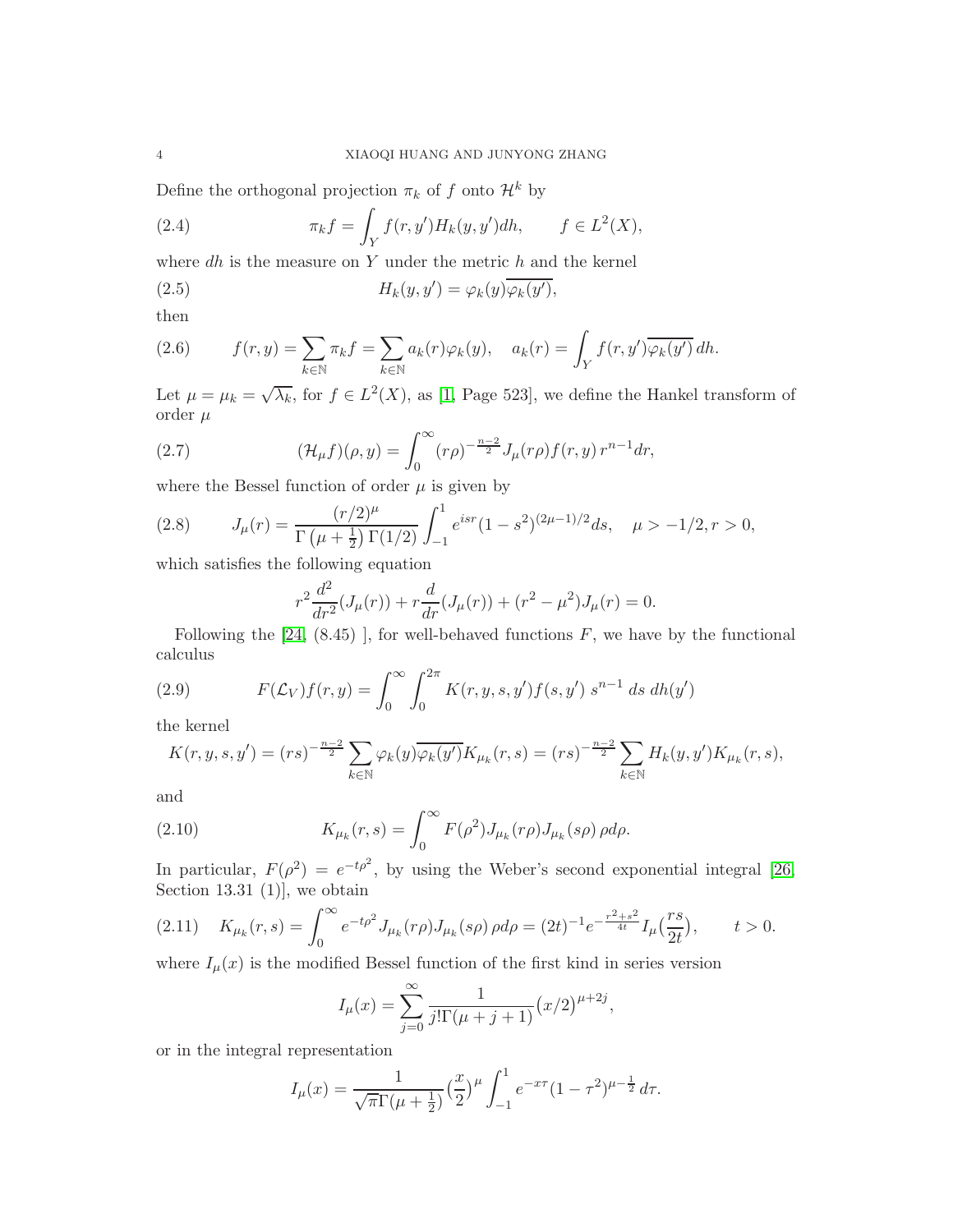Define the orthogonal projection $\pi_k$ of $f$ onto $\mathcal{H}^k$ by

$$\pi_k f = \int_Y f(r, y') H_k(y, y') dh, \qquad f \in L^2(X), \tag{2.4}$$

where $dh$ is the measure on $Y$ under the metric $h$ and the kernel

$$H_k(y, y') = \varphi_k(y)\overline{\varphi_k(y')}, \tag{2.5}$$

then

$$f(r, y) = \sum_{k\in\mathbb{N}} \pi_k f = \sum_{k\in\mathbb{N}} a_k(r)\varphi_k(y), \quad a_k(r) = \int_Y f(r, y')\overline{\varphi_k(y')}\, dh. \tag{2.6}$$

Let $\mu = \mu_k = \sqrt{\lambda_k}$, for $f \in L^2(X)$, as [1, Page 523], we define the Hankel transform of order $\mu$

$$(\mathcal{H}_\mu f)(\rho, y) = \int_0^\infty (r\rho)^{-\frac{n-2}{2}} J_\mu(r\rho) f(r, y)\, r^{n-1} dr, \tag{2.7}$$

where the Bessel function of order $\mu$ is given by

$$J_\mu(r) = \frac{(r/2)^\mu}{\Gamma\left(\mu + \frac{1}{2}\right)\Gamma(1/2)} \int_{-1}^{1} e^{isr}(1 - s^2)^{(2\mu-1)/2} ds, \quad \mu > -1/2, r > 0, \tag{2.8}$$

which satisfies the following equation

$$r^2 \frac{d^2}{dr^2}(J_\mu(r)) + r\frac{d}{dr}(J_\mu(r)) + (r^2 - \mu^2)J_\mu(r) = 0.$$

Following the [24, (8.45) ], for well-behaved functions $F$, we have by the functional calculus

$$F(\mathcal{L}_V) f(r, y) = \int_0^\infty \int_0^{2\pi} K(r, y, s, y') f(s, y')\; s^{n-1}\; ds\; dh(y') \tag{2.9}$$

the kernel

$$K(r, y, s, y') = (rs)^{-\frac{n-2}{2}} \sum_{k\in\mathbb{N}} \varphi_k(y)\overline{\varphi_k(y')} K_{\mu_k}(r, s) = (rs)^{-\frac{n-2}{2}} \sum_{k\in\mathbb{N}} H_k(y, y') K_{\mu_k}(r, s),$$

and

$$K_{\mu_k}(r, s) = \int_0^\infty F(\rho^2) J_{\mu_k}(r\rho) J_{\mu_k}(s\rho)\, \rho d\rho. \tag{2.10}$$

In particular, $F(\rho^2) = e^{-t\rho^2}$, by using the Weber's second exponential integral [26, Section 13.31 (1)], we obtain

$$K_{\mu_k}(r, s) = \int_0^\infty e^{-t\rho^2} J_{\mu_k}(r\rho) J_{\mu_k}(s\rho)\, \rho d\rho = (2t)^{-1} e^{-\frac{r^2+s^2}{4t}} I_\mu\big(\frac{rs}{2t}\big), \qquad t > 0. \tag{2.11}$$

where $I_\mu(x)$ is the modified Bessel function of the first kind in series version

$$I_\mu(x) = \sum_{j=0}^{\infty} \frac{1}{j!\Gamma(\mu + j + 1)} \big(x/2\big)^{\mu+2j},$$

or in the integral representation

$$I_\mu(x) = \frac{1}{\sqrt{\pi}\Gamma(\mu + \frac{1}{2})} \big(\frac{x}{2}\big)^\mu \int_{-1}^{1} e^{-x\tau}(1 - \tau^2)^{\mu - \frac{1}{2}}\, d\tau.$$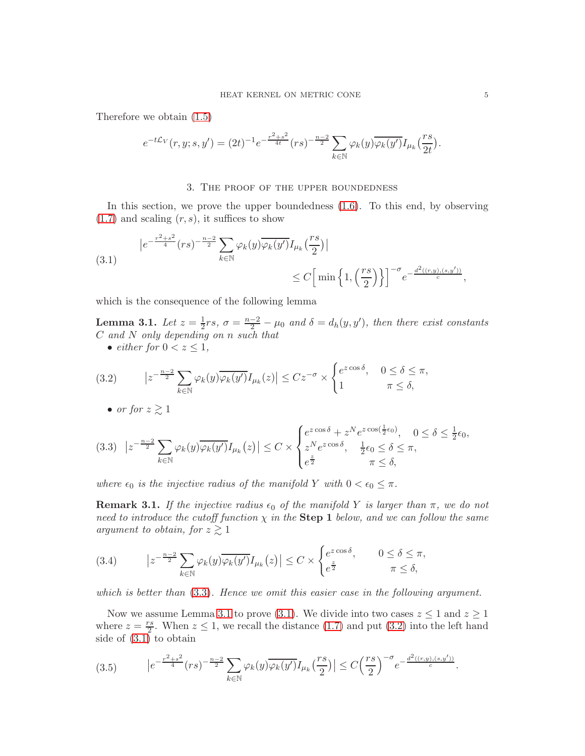Therefore we obtain (1.5)

$$e^{-t\mathcal{L}_V}(r,y;s,y') = (2t)^{-1} e^{-\frac{r^2+s^2}{4t}} (rs)^{-\frac{n-2}{2}} \sum_{k\in\mathbb{N}} \varphi_k(y)\overline{\varphi_k(y')} I_{\mu_k}\big(\frac{rs}{2t}\big).$$

## 3. The proof of the upper boundedness

In this section, we prove the upper boundedness (1.6). To this end, by observing (1.7) and scaling $(r,s)$, it suffices to show

$$\begin{aligned}
&\big|e^{-\frac{r^2+s^2}{4}} (rs)^{-\frac{n-2}{2}} \sum_{k\in\mathbb{N}} \varphi_k(y)\overline{\varphi_k(y')} I_{\mu_k}\big(\frac{rs}{2}\big)\big| \\
&\qquad\qquad\qquad\qquad \leq C\Big[\min\Big\{1, \Big(\frac{rs}{2}\Big)\Big\}\Big]^{-\sigma} e^{-\frac{d^2((r,y),(s,y'))}{c}},
\end{aligned} \tag{3.1}$$

which is the consequence of the following lemma

**Lemma 3.1.** *Let $z = \frac{1}{2}rs$, $\sigma = \frac{n-2}{2} - \mu_0$ and $\delta = d_h(y,y')$, then there exist constants $C$ and $N$ only depending on $n$ such that*

- *either for $0 < z \leq 1$,*

$$\big|z^{-\frac{n-2}{2}} \sum_{k\in\mathbb{N}} \varphi_k(y)\overline{\varphi_k(y')} I_{\mu_k}(z)\big| \leq C z^{-\sigma} \times \begin{cases} e^{z\cos\delta}, & 0 \leq \delta \leq \pi, \\ 1 & \pi \leq \delta, \end{cases} \tag{3.2}$$

- *or for $z \gtrsim 1$*

$$\big|z^{-\frac{n-2}{2}} \sum_{k\in\mathbb{N}} \varphi_k(y)\overline{\varphi_k(y')} I_{\mu_k}(z)\big| \leq C \times \begin{cases} e^{z\cos\delta} + z^N e^{z\cos(\frac{1}{2}\epsilon_0)}, & 0 \leq \delta \leq \frac{1}{2}\epsilon_0, \\ z^N e^{z\cos\delta}, & \frac{1}{2}\epsilon_0 \leq \delta \leq \pi, \\ e^{\frac{z}{2}} & \pi \leq \delta, \end{cases} \tag{3.3}$$

*where $\epsilon_0$ is the injective radius of the manifold $Y$ with $0 < \epsilon_0 \leq \pi$.*

**Remark 3.1.** *If the injective radius $\epsilon_0$ of the manifold $Y$ is larger than $\pi$, we do not need to introduce the cutoff function $\chi$ in the* **Step 1** *below, and we can follow the same argument to obtain, for $z \gtrsim 1$*

$$\big|z^{-\frac{n-2}{2}} \sum_{k\in\mathbb{N}} \varphi_k(y)\overline{\varphi_k(y')} I_{\mu_k}(z)\big| \leq C \times \begin{cases} e^{z\cos\delta}, & 0 \leq \delta \leq \pi, \\ e^{\frac{z}{2}} & \pi \leq \delta, \end{cases} \tag{3.4}$$

*which is better than (3.3). Hence we omit this easier case in the following argument.*

Now we assume Lemma 3.1 to prove (3.1). We divide into two cases $z \leq 1$ and $z \geq 1$ where $z = \frac{rs}{2}$. When $z \leq 1$, we recall the distance (1.7) and put (3.2) into the left hand side of (3.1) to obtain

$$\big|e^{-\frac{r^2+s^2}{4}} (rs)^{-\frac{n-2}{2}} \sum_{k\in\mathbb{N}} \varphi_k(y)\overline{\varphi_k(y')} I_{\mu_k}\big(\frac{rs}{2}\big)\big| \leq C\Big(\frac{rs}{2}\Big)^{-\sigma} e^{-\frac{d^2((r,y),(s,y'))}{c}}. \tag{3.5}$$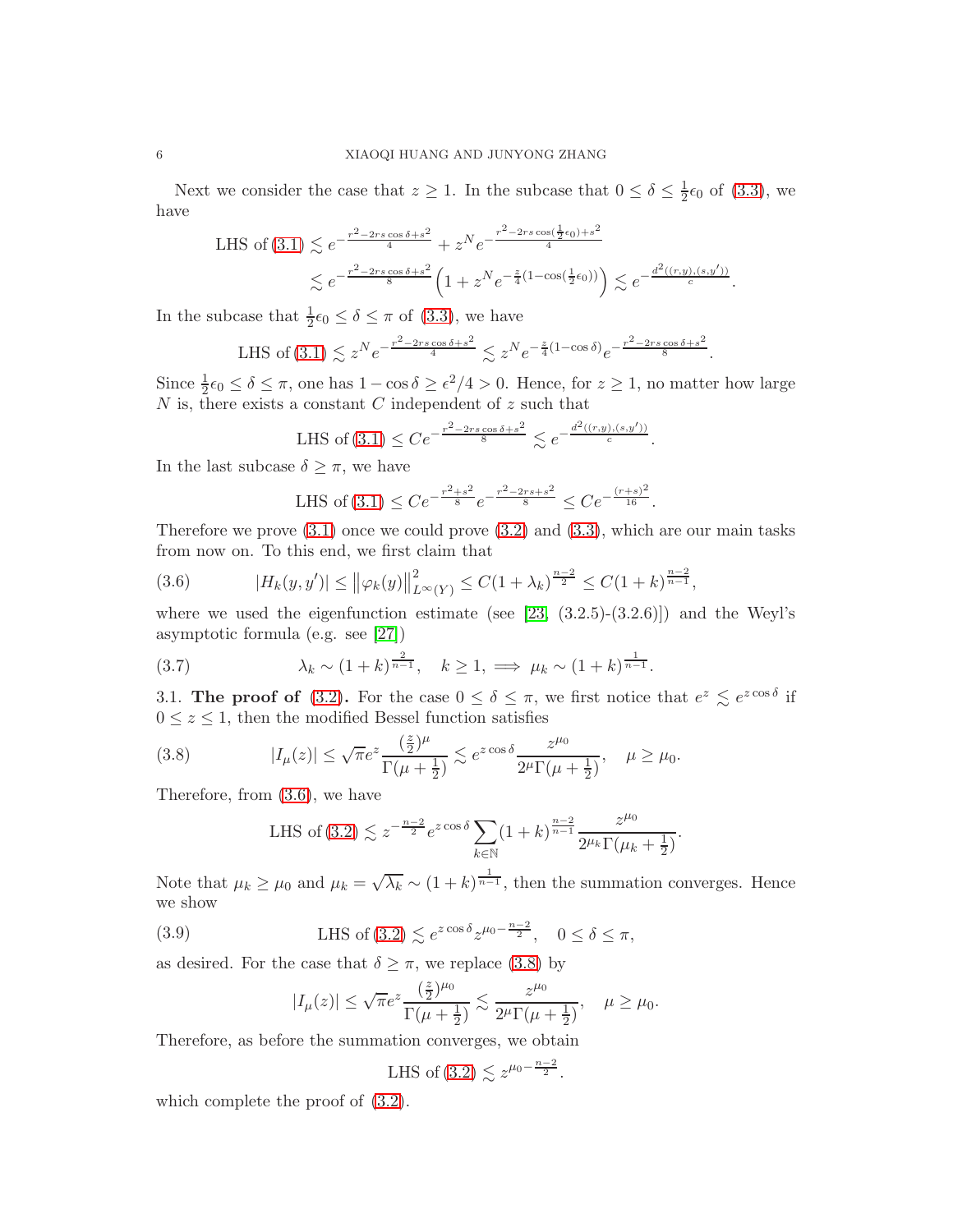Next we consider the case that $z \geq 1$. In the subcase that $0 \leq \delta \leq \frac{1}{2}\epsilon_0$ of (3.3), we have

$$
\begin{aligned}
\text{LHS of (3.1)} &\lesssim e^{-\frac{r^2-2rs\cos\delta+s^2}{4}} + z^N e^{-\frac{r^2-2rs\cos(\frac{1}{2}\epsilon_0)+s^2}{4}} \\
&\lesssim e^{-\frac{r^2-2rs\cos\delta+s^2}{8}}\Big(1+z^N e^{-\frac{z}{4}(1-\cos(\frac{1}{2}\epsilon_0))}\Big) \lesssim e^{-\frac{d^2((r,y),(s,y'))}{c}}.
\end{aligned}
$$

In the subcase that $\frac{1}{2}\epsilon_0 \leq \delta \leq \pi$ of (3.3), we have

$$
\text{LHS of (3.1)} \lesssim z^N e^{-\frac{r^2-2rs\cos\delta+s^2}{4}} \lesssim z^N e^{-\frac{z}{4}(1-\cos\delta)} e^{-\frac{r^2-2rs\cos\delta+s^2}{8}}.
$$

Since $\frac{1}{2}\epsilon_0 \leq \delta \leq \pi$, one has $1-\cos\delta \geq \epsilon^2/4 > 0$. Hence, for $z \geq 1$, no matter how large $N$ is, there exists a constant $C$ independent of $z$ such that

$$
\text{LHS of (3.1)} \leq Ce^{-\frac{r^2-2rs\cos\delta+s^2}{8}} \lesssim e^{-\frac{d^2((r,y),(s,y'))}{c}}.
$$

In the last subcase $\delta \geq \pi$, we have

$$
\text{LHS of (3.1)} \leq Ce^{-\frac{r^2+s^2}{8}} e^{-\frac{r^2-2rs+s^2}{8}} \leq Ce^{-\frac{(r+s)^2}{16}}.
$$

Therefore we prove (3.1) once we could prove (3.2) and (3.3), which are our main tasks from now on. To this end, we first claim that

$$
|H_k(y,y')| \leq \|\varphi_k(y)\|^2_{L^\infty(Y)} \leq C(1+\lambda_k)^{\frac{n-2}{2}} \leq C(1+k)^{\frac{n-2}{n-1}}, \tag{3.6}
$$

where we used the eigenfunction estimate (see [23, (3.2.5)-(3.2.6)]) and the Weyl's asymptotic formula (e.g. see [27])

$$
\lambda_k \sim (1+k)^{\frac{2}{n-1}}, \quad k \geq 1, \implies \mu_k \sim (1+k)^{\frac{1}{n-1}}. \tag{3.7}
$$

3.1. **The proof of (3.2).** For the case $0 \leq \delta \leq \pi$, we first notice that $e^z \lesssim e^{z\cos\delta}$ if $0 \leq z \leq 1$, then the modified Bessel function satisfies

$$
|I_\mu(z)| \leq \sqrt{\pi}e^z \frac{(\frac{z}{2})^\mu}{\Gamma(\mu+\frac{1}{2})} \lesssim e^{z\cos\delta}\frac{z^{\mu_0}}{2^\mu\Gamma(\mu+\frac{1}{2})}, \quad \mu \geq \mu_0. \tag{3.8}
$$

Therefore, from (3.6), we have

$$
\text{LHS of (3.2)} \lesssim z^{-\frac{n-2}{2}} e^{z\cos\delta}\sum_{k\in\mathbb{N}}(1+k)^{\frac{n-2}{n-1}}\frac{z^{\mu_0}}{2^{\mu_k}\Gamma(\mu_k+\frac{1}{2})}.
$$

Note that $\mu_k \geq \mu_0$ and $\mu_k = \sqrt{\lambda_k} \sim (1+k)^{\frac{1}{n-1}}$, then the summation converges. Hence we show

$$
\text{LHS of (3.2)} \lesssim e^{z\cos\delta} z^{\mu_0-\frac{n-2}{2}}, \quad 0 \leq \delta \leq \pi, \tag{3.9}
$$

as desired. For the case that $\delta \geq \pi$, we replace (3.8) by

$$
|I_\mu(z)| \leq \sqrt{\pi}e^z \frac{(\frac{z}{2})^{\mu_0}}{\Gamma(\mu+\frac{1}{2})} \lesssim \frac{z^{\mu_0}}{2^\mu\Gamma(\mu+\frac{1}{2})}, \quad \mu \geq \mu_0.
$$

Therefore, as before the summation converges, we obtain

$$
\text{LHS of (3.2)} \lesssim z^{\mu_0-\frac{n-2}{2}}.
$$

which complete the proof of (3.2).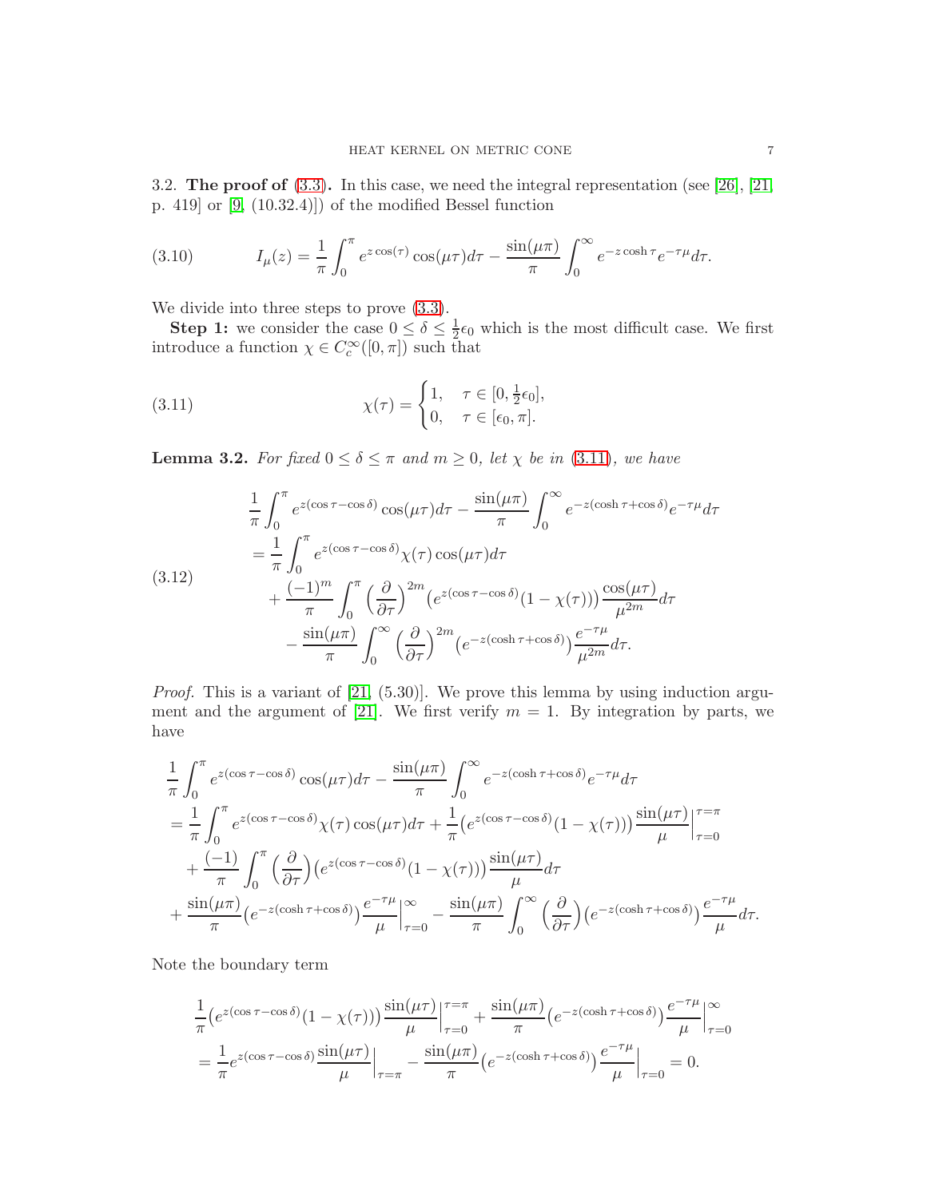3.2. **The proof of** (3.3)**.** In this case, we need the integral representation (see [26], [21, p. 419] or [9, (10.32.4)]) of the modified Bessel function

$$I_\mu(z) = \frac{1}{\pi}\int_0^\pi e^{z\cos(\tau)}\cos(\mu\tau)d\tau - \frac{\sin(\mu\pi)}{\pi}\int_0^\infty e^{-z\cosh\tau}e^{-\tau\mu}d\tau. \tag{3.10}$$

We divide into three steps to prove (3.3).

**Step 1:** we consider the case $0 \le \delta \le \frac{1}{2}\epsilon_0$ which is the most difficult case. We first introduce a function $\chi \in C_c^\infty([0,\pi])$ such that

$$\chi(\tau) = \begin{cases} 1, & \tau \in [0, \frac{1}{2}\epsilon_0], \\ 0, & \tau \in [\epsilon_0, \pi]. \end{cases} \tag{3.11}$$

**Lemma 3.2.** *For fixed $0 \le \delta \le \pi$ and $m \ge 0$, let $\chi$ be in* (3.11)*, we have*

$$\begin{aligned}
&\frac{1}{\pi}\int_0^\pi e^{z(\cos\tau-\cos\delta)}\cos(\mu\tau)d\tau - \frac{\sin(\mu\pi)}{\pi}\int_0^\infty e^{-z(\cosh\tau+\cos\delta)}e^{-\tau\mu}d\tau \\
&= \frac{1}{\pi}\int_0^\pi e^{z(\cos\tau-\cos\delta)}\chi(\tau)\cos(\mu\tau)d\tau \\
&\quad + \frac{(-1)^m}{\pi}\int_0^\pi \Big(\frac{\partial}{\partial\tau}\Big)^{2m}\big(e^{z(\cos\tau-\cos\delta)}(1-\chi(\tau))\big)\frac{\cos(\mu\tau)}{\mu^{2m}}d\tau \\
&\quad - \frac{\sin(\mu\pi)}{\pi}\int_0^\infty \Big(\frac{\partial}{\partial\tau}\Big)^{2m}\big(e^{-z(\cosh\tau+\cos\delta)}\big)\frac{e^{-\tau\mu}}{\mu^{2m}}d\tau.
\end{aligned} \tag{3.12}$$

*Proof.* This is a variant of [21, (5.30)]. We prove this lemma by using induction argument and the argument of [21]. We first verify $m=1$. By integration by parts, we have

$$\begin{aligned}
&\frac{1}{\pi}\int_0^\pi e^{z(\cos\tau-\cos\delta)}\cos(\mu\tau)d\tau - \frac{\sin(\mu\pi)}{\pi}\int_0^\infty e^{-z(\cosh\tau+\cos\delta)}e^{-\tau\mu}d\tau \\
&= \frac{1}{\pi}\int_0^\pi e^{z(\cos\tau-\cos\delta)}\chi(\tau)\cos(\mu\tau)d\tau + \frac{1}{\pi}\big(e^{z(\cos\tau-\cos\delta)}(1-\chi(\tau))\big)\frac{\sin(\mu\tau)}{\mu}\Big|_{\tau=0}^{\tau=\pi} \\
&\quad + \frac{(-1)}{\pi}\int_0^\pi \Big(\frac{\partial}{\partial\tau}\Big)\big(e^{z(\cos\tau-\cos\delta)}(1-\chi(\tau))\big)\frac{\sin(\mu\tau)}{\mu}d\tau \\
&+ \frac{\sin(\mu\pi)}{\pi}\big(e^{-z(\cosh\tau+\cos\delta)}\big)\frac{e^{-\tau\mu}}{\mu}\Big|_{\tau=0}^\infty - \frac{\sin(\mu\pi)}{\pi}\int_0^\infty \Big(\frac{\partial}{\partial\tau}\Big)\big(e^{-z(\cosh\tau+\cos\delta)}\big)\frac{e^{-\tau\mu}}{\mu}d\tau.
\end{aligned}$$

Note the boundary term

$$\begin{aligned}
&\frac{1}{\pi}\big(e^{z(\cos\tau-\cos\delta)}(1-\chi(\tau))\big)\frac{\sin(\mu\tau)}{\mu}\Big|_{\tau=0}^{\tau=\pi} + \frac{\sin(\mu\pi)}{\pi}\big(e^{-z(\cosh\tau+\cos\delta)}\big)\frac{e^{-\tau\mu}}{\mu}\Big|_{\tau=0}^\infty \\
&= \frac{1}{\pi}e^{z(\cos\tau-\cos\delta)}\frac{\sin(\mu\tau)}{\mu}\Big|_{\tau=\pi} - \frac{\sin(\mu\pi)}{\pi}\big(e^{-z(\cosh\tau+\cos\delta)}\big)\frac{e^{-\tau\mu}}{\mu}\Big|_{\tau=0} = 0.
\end{aligned}$$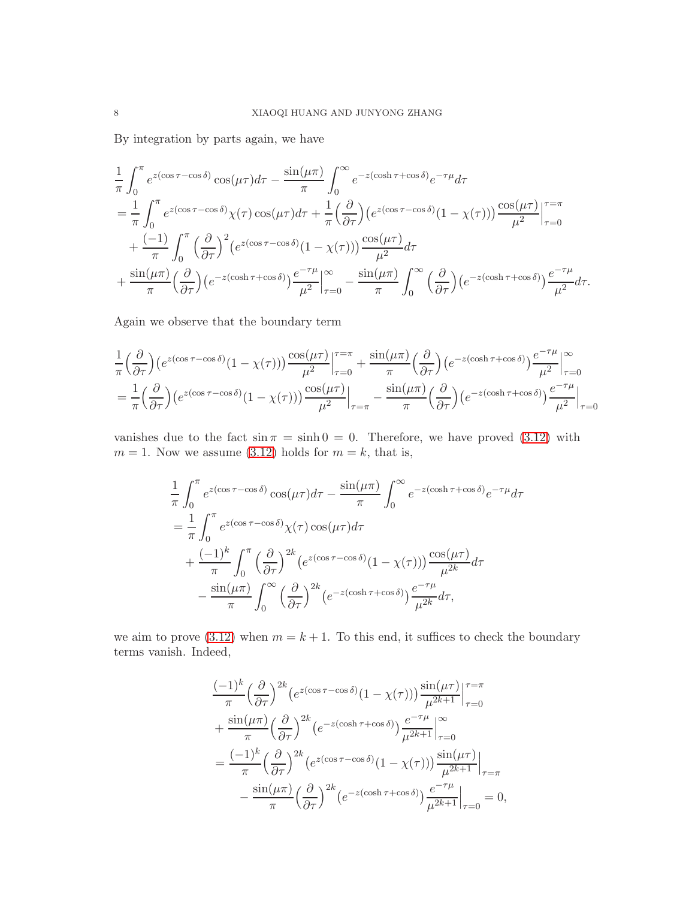By integration by parts again, we have

$$
\begin{aligned}
&\frac{1}{\pi}\int_0^\pi e^{z(\cos\tau-\cos\delta)}\cos(\mu\tau)d\tau-\frac{\sin(\mu\pi)}{\pi}\int_0^\infty e^{-z(\cosh\tau+\cos\delta)}e^{-\tau\mu}d\tau\\
&=\frac{1}{\pi}\int_0^\pi e^{z(\cos\tau-\cos\delta)}\chi(\tau)\cos(\mu\tau)d\tau+\frac{1}{\pi}\Big(\frac{\partial}{\partial\tau}\Big)\big(e^{z(\cos\tau-\cos\delta)}(1-\chi(\tau))\big)\frac{\cos(\mu\tau)}{\mu^2}\Big|_{\tau=0}^{\tau=\pi}\\
&\quad+\frac{(-1)}{\pi}\int_0^\pi\Big(\frac{\partial}{\partial\tau}\Big)^2\big(e^{z(\cos\tau-\cos\delta)}(1-\chi(\tau))\big)\frac{\cos(\mu\tau)}{\mu^2}d\tau\\
&+\frac{\sin(\mu\pi)}{\pi}\Big(\frac{\partial}{\partial\tau}\Big)\big(e^{-z(\cosh\tau+\cos\delta)}\big)\frac{e^{-\tau\mu}}{\mu^2}\Big|_{\tau=0}^{\infty}-\frac{\sin(\mu\pi)}{\pi}\int_0^\infty\Big(\frac{\partial}{\partial\tau}\Big)\big(e^{-z(\cosh\tau+\cos\delta)}\big)\frac{e^{-\tau\mu}}{\mu^2}d\tau.
\end{aligned}
$$

Again we observe that the boundary term

$$
\begin{aligned}
&\frac{1}{\pi}\Big(\frac{\partial}{\partial\tau}\Big)\big(e^{z(\cos\tau-\cos\delta)}(1-\chi(\tau))\big)\frac{\cos(\mu\tau)}{\mu^2}\Big|_{\tau=0}^{\tau=\pi}+\frac{\sin(\mu\pi)}{\pi}\Big(\frac{\partial}{\partial\tau}\Big)\big(e^{-z(\cosh\tau+\cos\delta)}\big)\frac{e^{-\tau\mu}}{\mu^2}\Big|_{\tau=0}^{\infty}\\
&=\frac{1}{\pi}\Big(\frac{\partial}{\partial\tau}\Big)\big(e^{z(\cos\tau-\cos\delta)}(1-\chi(\tau))\big)\frac{\cos(\mu\tau)}{\mu^2}\Big|_{\tau=\pi}-\frac{\sin(\mu\pi)}{\pi}\Big(\frac{\partial}{\partial\tau}\Big)\big(e^{-z(\cosh\tau+\cos\delta)}\big)\frac{e^{-\tau\mu}}{\mu^2}\Big|_{\tau=0}
\end{aligned}
$$

vanishes due to the fact $\sin\pi=\sinh 0=0$. Therefore, we have proved (3.12) with $m=1$. Now we assume (3.12) holds for $m=k$, that is,

$$
\begin{aligned}
&\frac{1}{\pi}\int_0^\pi e^{z(\cos\tau-\cos\delta)}\cos(\mu\tau)d\tau-\frac{\sin(\mu\pi)}{\pi}\int_0^\infty e^{-z(\cosh\tau+\cos\delta)}e^{-\tau\mu}d\tau\\
&=\frac{1}{\pi}\int_0^\pi e^{z(\cos\tau-\cos\delta)}\chi(\tau)\cos(\mu\tau)d\tau\\
&\quad+\frac{(-1)^k}{\pi}\int_0^\pi\Big(\frac{\partial}{\partial\tau}\Big)^{2k}\big(e^{z(\cos\tau-\cos\delta)}(1-\chi(\tau))\big)\frac{\cos(\mu\tau)}{\mu^{2k}}d\tau\\
&\quad-\frac{\sin(\mu\pi)}{\pi}\int_0^\infty\Big(\frac{\partial}{\partial\tau}\Big)^{2k}\big(e^{-z(\cosh\tau+\cos\delta)}\big)\frac{e^{-\tau\mu}}{\mu^{2k}}d\tau,
\end{aligned}
$$

we aim to prove (3.12) when $m=k+1$. To this end, it suffices to check the boundary terms vanish. Indeed,

$$
\begin{aligned}
&\frac{(-1)^k}{\pi}\Big(\frac{\partial}{\partial\tau}\Big)^{2k}\big(e^{z(\cos\tau-\cos\delta)}(1-\chi(\tau))\big)\frac{\sin(\mu\tau)}{\mu^{2k+1}}\Big|_{\tau=0}^{\tau=\pi}\\
&+\frac{\sin(\mu\pi)}{\pi}\Big(\frac{\partial}{\partial\tau}\Big)^{2k}\big(e^{-z(\cosh\tau+\cos\delta)}\big)\frac{e^{-\tau\mu}}{\mu^{2k+1}}\Big|_{\tau=0}^{\infty}\\
&=\frac{(-1)^k}{\pi}\Big(\frac{\partial}{\partial\tau}\Big)^{2k}\big(e^{z(\cos\tau-\cos\delta)}(1-\chi(\tau))\big)\frac{\sin(\mu\tau)}{\mu^{2k+1}}\Big|_{\tau=\pi}\\
&\quad-\frac{\sin(\mu\pi)}{\pi}\Big(\frac{\partial}{\partial\tau}\Big)^{2k}\big(e^{-z(\cosh\tau+\cos\delta)}\big)\frac{e^{-\tau\mu}}{\mu^{2k+1}}\Big|_{\tau=0}=0,
\end{aligned}
$$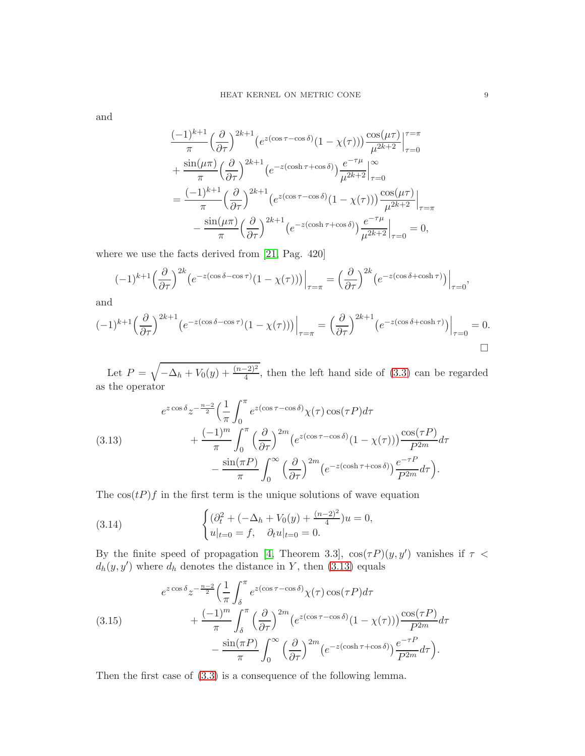and

$$
\begin{aligned}
&\frac{(-1)^{k+1}}{\pi}\Big(\frac{\partial}{\partial\tau}\Big)^{2k+1}\big(e^{z(\cos\tau-\cos\delta)}(1-\chi(\tau))\big)\frac{\cos(\mu\tau)}{\mu^{2k+2}}\Big|_{\tau=0}^{\tau=\pi}\\
&+\frac{\sin(\mu\pi)}{\pi}\Big(\frac{\partial}{\partial\tau}\Big)^{2k+1}\big(e^{-z(\cosh\tau+\cos\delta)}\big)\frac{e^{-\tau\mu}}{\mu^{2k+2}}\Big|_{\tau=0}^{\infty}\\
&=\frac{(-1)^{k+1}}{\pi}\Big(\frac{\partial}{\partial\tau}\Big)^{2k+1}\big(e^{z(\cos\tau-\cos\delta)}(1-\chi(\tau))\big)\frac{\cos(\mu\tau)}{\mu^{2k+2}}\Big|_{\tau=\pi}\\
&\quad-\frac{\sin(\mu\pi)}{\pi}\Big(\frac{\partial}{\partial\tau}\Big)^{2k+1}\big(e^{-z(\cosh\tau+\cos\delta)}\big)\frac{e^{-\tau\mu}}{\mu^{2k+2}}\Big|_{\tau=0}=0,
\end{aligned}
$$

where we use the facts derived from [21, Pag. 420]

$$
(-1)^{k+1}\Big(\frac{\partial}{\partial\tau}\Big)^{2k}\big(e^{-z(\cos\delta-\cos\tau)}(1-\chi(\tau))\big)\Big|_{\tau=\pi}=\Big(\frac{\partial}{\partial\tau}\Big)^{2k}\big(e^{-z(\cos\delta+\cosh\tau)}\big)\Big|_{\tau=0},
$$

and

$$
(-1)^{k+1}\Big(\frac{\partial}{\partial\tau}\Big)^{2k+1}\big(e^{-z(\cos\delta-\cos\tau)}(1-\chi(\tau))\big)\Big|_{\tau=\pi}=\Big(\frac{\partial}{\partial\tau}\Big)^{2k+1}\big(e^{-z(\cos\delta+\cosh\tau)}\big)\Big|_{\tau=0}=0.
$$

□

Let $P=\sqrt{-\Delta_h+V_0(y)+\frac{(n-2)^2}{4}}$, then the left hand side of (3.3) can be regarded as the operator

$$
\begin{aligned}
e^{z\cos\delta}z^{-\frac{n-2}{2}}\Big(&\frac{1}{\pi}\int_0^\pi e^{z(\cos\tau-\cos\delta)}\chi(\tau)\cos(\tau P)d\tau\\
&+\frac{(-1)^m}{\pi}\int_0^\pi\Big(\frac{\partial}{\partial\tau}\Big)^{2m}\big(e^{z(\cos\tau-\cos\delta)}(1-\chi(\tau))\big)\frac{\cos(\tau P)}{P^{2m}}d\tau\\
&-\frac{\sin(\pi P)}{\pi}\int_0^\infty\Big(\frac{\partial}{\partial\tau}\Big)^{2m}\big(e^{-z(\cosh\tau+\cos\delta)}\big)\frac{e^{-\tau P}}{P^{2m}}d\tau\Big).
\end{aligned}
\tag{3.13}
$$

The $\cos(tP)f$ in the first term is the unique solutions of wave equation

$$
\begin{cases}(\partial_t^2+(-\Delta_h+V_0(y)+\frac{(n-2)^2}{4})u=0,\\ u|_{t=0}=f,\quad \partial_t u|_{t=0}=0.\end{cases}
\tag{3.14}
$$

By the finite speed of propagation [4, Theorem 3.3], $\cos(\tau P)(y,y')$ vanishes if $\tau<d_h(y,y')$ where $d_h$ denotes the distance in $Y$, then (3.13) equals

$$
\begin{aligned}
e^{z\cos\delta}z^{-\frac{n-2}{2}}\Big(&\frac{1}{\pi}\int_\delta^\pi e^{z(\cos\tau-\cos\delta)}\chi(\tau)\cos(\tau P)d\tau\\
&+\frac{(-1)^m}{\pi}\int_\delta^\pi\Big(\frac{\partial}{\partial\tau}\Big)^{2m}\big(e^{z(\cos\tau-\cos\delta)}(1-\chi(\tau))\big)\frac{\cos(\tau P)}{P^{2m}}d\tau\\
&-\frac{\sin(\pi P)}{\pi}\int_0^\infty\Big(\frac{\partial}{\partial\tau}\Big)^{2m}\big(e^{-z(\cosh\tau+\cos\delta)}\big)\frac{e^{-\tau P}}{P^{2m}}d\tau\Big).
\end{aligned}
\tag{3.15}
$$

Then the first case of (3.3) is a consequence of the following lemma.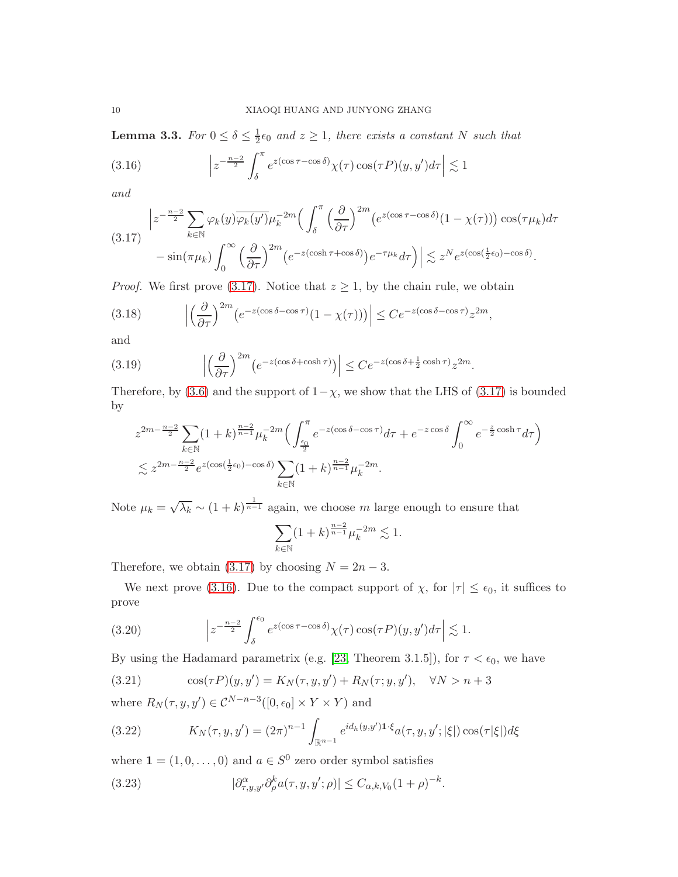**Lemma 3.3.** *For $0 \leq \delta \leq \frac{1}{2}\epsilon_0$ and $z \geq 1$, there exists a constant $N$ such that*

$$\left| z^{-\frac{n-2}{2}} \int_\delta^\pi e^{z(\cos\tau - \cos\delta)} \chi(\tau) \cos(\tau P)(y, y') d\tau \right| \lesssim 1 \tag{3.16}$$

*and*

$$\begin{aligned} &\Big| z^{-\frac{n-2}{2}} \sum_{k\in\mathbb{N}} \varphi_k(y)\overline{\varphi_k(y')} \mu_k^{-2m} \Big( \int_\delta^\pi \Big(\frac{\partial}{\partial\tau}\Big)^{2m} \big(e^{z(\cos\tau - \cos\delta)}(1-\chi(\tau))\big) \cos(\tau\mu_k) d\tau \\ &\quad - \sin(\pi\mu_k) \int_0^\infty \Big(\frac{\partial}{\partial\tau}\Big)^{2m} \big(e^{-z(\cosh\tau + \cos\delta)}\big) e^{-\tau\mu_k} d\tau \Big) \Big| \lesssim z^N e^{z(\cos(\frac{1}{2}\epsilon_0) - \cos\delta)}. \end{aligned} \tag{3.17}$$

*Proof.* We first prove (3.17). Notice that $z \geq 1$, by the chain rule, we obtain

$$\Big| \Big(\frac{\partial}{\partial\tau}\Big)^{2m} \big(e^{-z(\cos\delta - \cos\tau)}(1-\chi(\tau))\big) \Big| \leq C e^{-z(\cos\delta - \cos\tau)} z^{2m}, \tag{3.18}$$

and

$$\Big| \Big(\frac{\partial}{\partial\tau}\Big)^{2m} \big(e^{-z(\cos\delta + \cosh\tau)}\big) \Big| \leq C e^{-z(\cos\delta + \frac{1}{2}\cosh\tau)} z^{2m}. \tag{3.19}$$

Therefore, by (3.6) and the support of $1-\chi$, we show that the LHS of (3.17) is bounded by

$$\begin{aligned} &z^{2m-\frac{n-2}{2}} \sum_{k\in\mathbb{N}} (1+k)^{\frac{n-2}{n-1}} \mu_k^{-2m} \Big( \int_{\frac{\epsilon_0}{2}}^\pi e^{-z(\cos\delta - \cos\tau)} d\tau + e^{-z\cos\delta} \int_0^\infty e^{-\frac{z}{2}\cosh\tau} d\tau \Big) \\ &\lesssim z^{2m-\frac{n-2}{2}} e^{z(\cos(\frac{1}{2}\epsilon_0) - \cos\delta)} \sum_{k\in\mathbb{N}} (1+k)^{\frac{n-2}{n-1}} \mu_k^{-2m}. \end{aligned}$$

Note $\mu_k = \sqrt{\lambda_k} \sim (1+k)^{\frac{1}{n-1}}$ again, we choose $m$ large enough to ensure that

$$\sum_{k\in\mathbb{N}} (1+k)^{\frac{n-2}{n-1}} \mu_k^{-2m} \lesssim 1.$$

Therefore, we obtain (3.17) by choosing $N = 2n-3$.

We next prove (3.16). Due to the compact support of $\chi$, for $|\tau| \leq \epsilon_0$, it suffices to prove

$$\left| z^{-\frac{n-2}{2}} \int_\delta^{\epsilon_0} e^{z(\cos\tau - \cos\delta)} \chi(\tau) \cos(\tau P)(y, y') d\tau \right| \lesssim 1. \tag{3.20}$$

By using the Hadamard parametrix (e.g. [23, Theorem 3.1.5]), for $\tau < \epsilon_0$, we have

$$\cos(\tau P)(y, y') = K_N(\tau, y, y') + R_N(\tau; y, y'), \quad \forall N > n+3 \tag{3.21}$$

where $R_N(\tau, y, y') \in \mathcal{C}^{N-n-3}([0, \epsilon_0] \times Y \times Y)$ and

$$K_N(\tau, y, y') = (2\pi)^{n-1} \int_{\mathbb{R}^{n-1}} e^{i d_h(y,y') \mathbf{1}\cdot\xi} a(\tau, y, y'; |\xi|) \cos(\tau|\xi|) d\xi \tag{3.22}$$

where $\mathbf{1} = (1, 0, \ldots, 0)$ and $a \in S^0$ zero order symbol satisfies

$$|\partial^\alpha_{\tau,y,y'} \partial^k_\rho a(\tau, y, y'; \rho)| \leq C_{\alpha,k,V_0} (1+\rho)^{-k}. \tag{3.23}$$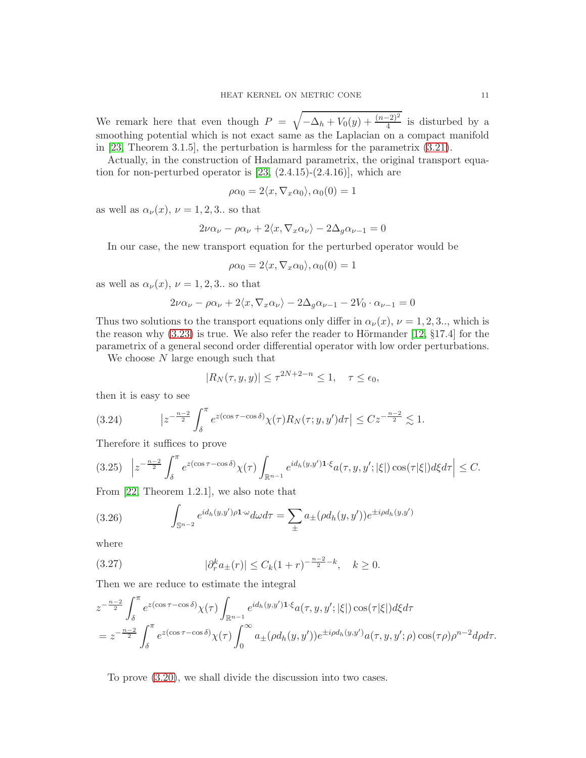We remark here that even though $P = \sqrt{-\Delta_h + V_0(y) + \frac{(n-2)^2}{4}}$ is disturbed by a smoothing potential which is not exact same as the Laplacian on a compact manifold in [23, Theorem 3.1.5], the perturbation is harmless for the parametrix (3.21).

Actually, in the construction of Hadamard parametrix, the original transport equation for non-perturbed operator is [23, (2.4.15)-(2.4.16)], which are

$$\rho\alpha_0 = 2\langle x, \nabla_x \alpha_0\rangle, \alpha_0(0) = 1$$

as well as $\alpha_\nu(x)$, $\nu = 1, 2, 3..$ so that

$$2\nu\alpha_\nu - \rho\alpha_\nu + 2\langle x, \nabla_x \alpha_\nu\rangle - 2\Delta_g \alpha_{\nu-1} = 0$$

In our case, the new transport equation for the perturbed operator would be

$$\rho\alpha_0 = 2\langle x, \nabla_x \alpha_0\rangle, \alpha_0(0) = 1$$

as well as $\alpha_\nu(x)$, $\nu = 1, 2, 3..$ so that

$$2\nu\alpha_\nu - \rho\alpha_\nu + 2\langle x, \nabla_x \alpha_\nu\rangle - 2\Delta_g \alpha_{\nu-1} - 2V_0 \cdot \alpha_{\nu-1} = 0$$

Thus two solutions to the transport equations only differ in $\alpha_\nu(x)$, $\nu = 1, 2, 3..$, which is the reason why (3.23) is true. We also refer the reader to Hörmander [12, §17.4] for the parametrix of a general second order differential operator with low order perturbations.

We choose $N$ large enough such that

$$|R_N(\tau, y, y)| \leq \tau^{2N+2-n} \leq 1, \quad \tau \leq \epsilon_0,$$

then it is easy to see

$$\big|z^{-\frac{n-2}{2}} \int_\delta^\pi e^{z(\cos\tau - \cos\delta)}\chi(\tau) R_N(\tau; y, y')d\tau\big| \leq C z^{-\frac{n-2}{2}} \lesssim 1. \tag{3.24}$$

Therefore it suffices to prove

$$\Big|z^{-\frac{n-2}{2}} \int_\delta^\pi e^{z(\cos\tau - \cos\delta)}\chi(\tau) \int_{\mathbb{R}^{n-1}} e^{id_h(y,y')\mathbf{1}\cdot\xi} a(\tau, y, y'; |\xi|)\cos(\tau|\xi|)d\xi d\tau\Big| \leq C. \tag{3.25}$$

From [22, Theorem 1.2.1], we also note that

$$\int_{\mathbb{S}^{n-2}} e^{id_h(y,y')\rho\mathbf{1}\cdot\omega} d\omega d\tau = \sum_\pm a_\pm(\rho d_h(y, y'))e^{\pm i\rho d_h(y,y')} \tag{3.26}$$

where

$$|\partial_r^k a_\pm(r)| \leq C_k(1 + r)^{-\frac{n-2}{2}-k}, \quad k \geq 0. \tag{3.27}$$

Then we are reduce to estimate the integral

$$\begin{aligned}
&z^{-\frac{n-2}{2}} \int_\delta^\pi e^{z(\cos\tau - \cos\delta)}\chi(\tau) \int_{\mathbb{R}^{n-1}} e^{id_h(y,y')\mathbf{1}\cdot\xi} a(\tau, y, y'; |\xi|)\cos(\tau|\xi|)d\xi d\tau \\
&= z^{-\frac{n-2}{2}} \int_\delta^\pi e^{z(\cos\tau - \cos\delta)}\chi(\tau) \int_0^\infty a_\pm(\rho d_h(y, y'))e^{\pm i\rho d_h(y,y')} a(\tau, y, y'; \rho)\cos(\tau\rho)\rho^{n-2} d\rho d\tau.
\end{aligned}$$

To prove (3.20), we shall divide the discussion into two cases.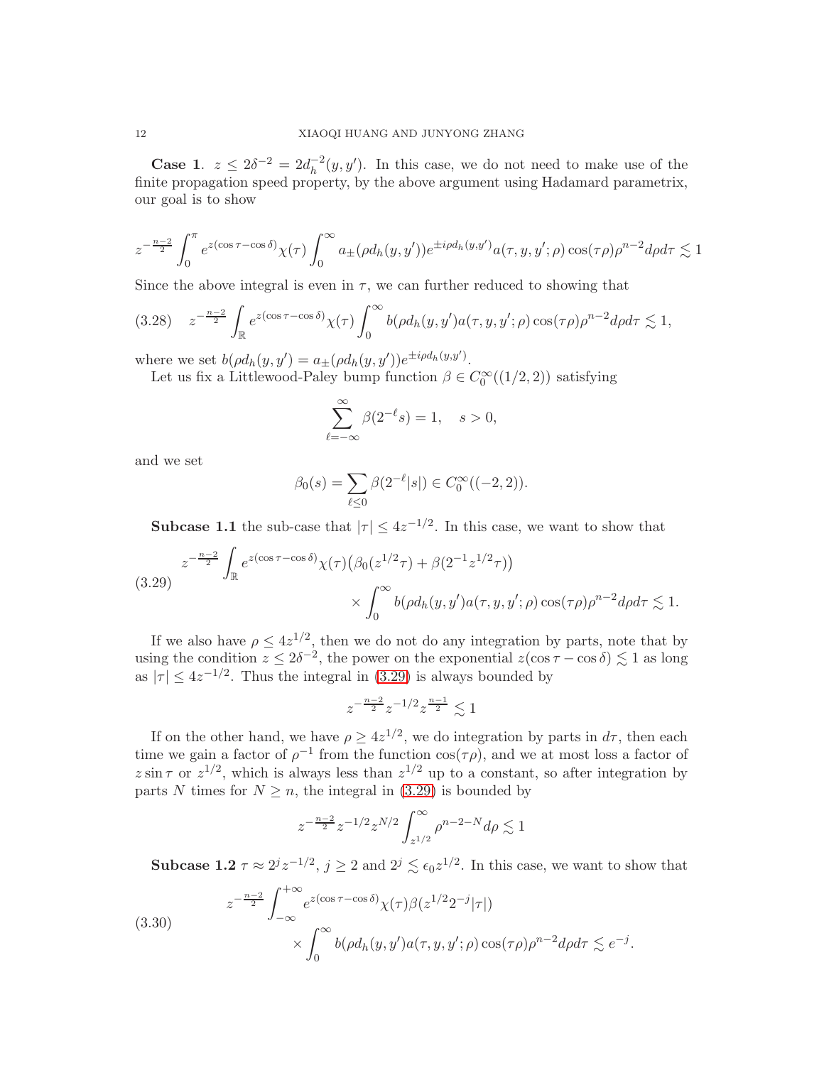**Case 1**. $z \leq 2\delta^{-2} = 2d_h^{-2}(y, y')$. In this case, we do not need to make use of the finite propagation speed property, by the above argument using Hadamard parametrix, our goal is to show

$$z^{-\frac{n-2}{2}} \int_0^\pi e^{z(\cos\tau - \cos\delta)} \chi(\tau) \int_0^\infty a_\pm(\rho d_h(y, y')) e^{\pm i\rho d_h(y,y')} a(\tau, y, y'; \rho) \cos(\tau\rho) \rho^{n-2} d\rho d\tau \lesssim 1$$

Since the above integral is even in $\tau$, we can further reduced to showing that

$$z^{-\frac{n-2}{2}} \int_{\mathbb{R}} e^{z(\cos\tau - \cos\delta)} \chi(\tau) \int_0^\infty b(\rho d_h(y, y') a(\tau, y, y'; \rho) \cos(\tau\rho) \rho^{n-2} d\rho d\tau \lesssim 1, \tag{3.28}$$

where we set $b(\rho d_h(y, y') = a_\pm(\rho d_h(y, y')) e^{\pm i\rho d_h(y,y')}$.

Let us fix a Littlewood-Paley bump function $\beta \in C_0^\infty((1/2, 2))$ satisfying

$$\sum_{\ell=-\infty}^{\infty} \beta(2^{-\ell}s) = 1, \quad s > 0,$$

and we set

$$\beta_0(s) = \sum_{\ell \leq 0} \beta(2^{-\ell}|s|) \in C_0^\infty((-2, 2)).$$

**Subcase 1.1** the sub-case that $|\tau| \leq 4z^{-1/2}$. In this case, we want to show that

$$\begin{aligned} z^{-\frac{n-2}{2}} \int_{\mathbb{R}} & e^{z(\cos\tau - \cos\delta)} \chi(\tau) \big(\beta_0(z^{1/2}\tau) + \beta(2^{-1}z^{1/2}\tau)\big) \\ & \times \int_0^\infty b(\rho d_h(y, y') a(\tau, y, y'; \rho) \cos(\tau\rho) \rho^{n-2} d\rho d\tau \lesssim 1. \end{aligned} \tag{3.29}$$

If we also have $\rho \leq 4z^{1/2}$, then we do not do any integration by parts, note that by using the condition $z \leq 2\delta^{-2}$, the power on the exponential $z(\cos\tau - \cos\delta) \lesssim 1$ as long as $|\tau| \leq 4z^{-1/2}$. Thus the integral in (3.29) is always bounded by

$$z^{-\frac{n-2}{2}} z^{-1/2} z^{\frac{n-1}{2}} \lesssim 1$$

If on the other hand, we have $\rho \geq 4z^{1/2}$, we do integration by parts in $d\tau$, then each time we gain a factor of $\rho^{-1}$ from the function $\cos(\tau\rho)$, and we at most loss a factor of $z \sin\tau$ or $z^{1/2}$, which is always less than $z^{1/2}$ up to a constant, so after integration by parts $N$ times for $N \geq n$, the integral in (3.29) is bounded by

$$z^{-\frac{n-2}{2}} z^{-1/2} z^{N/2} \int_{z^{1/2}}^\infty \rho^{n-2-N} d\rho \lesssim 1$$

**Subcase 1.2** $\tau \approx 2^j z^{-1/2}$, $j \geq 2$ and $2^j \lesssim \epsilon_0 z^{1/2}$. In this case, we want to show that

$$\begin{aligned} z^{-\frac{n-2}{2}} \int_{-\infty}^{+\infty} & e^{z(\cos\tau - \cos\delta)} \chi(\tau) \beta(z^{1/2} 2^{-j} |\tau|) \\ & \times \int_0^\infty b(\rho d_h(y, y') a(\tau, y, y'; \rho) \cos(\tau\rho) \rho^{n-2} d\rho d\tau \lesssim e^{-j}. \end{aligned} \tag{3.30}$$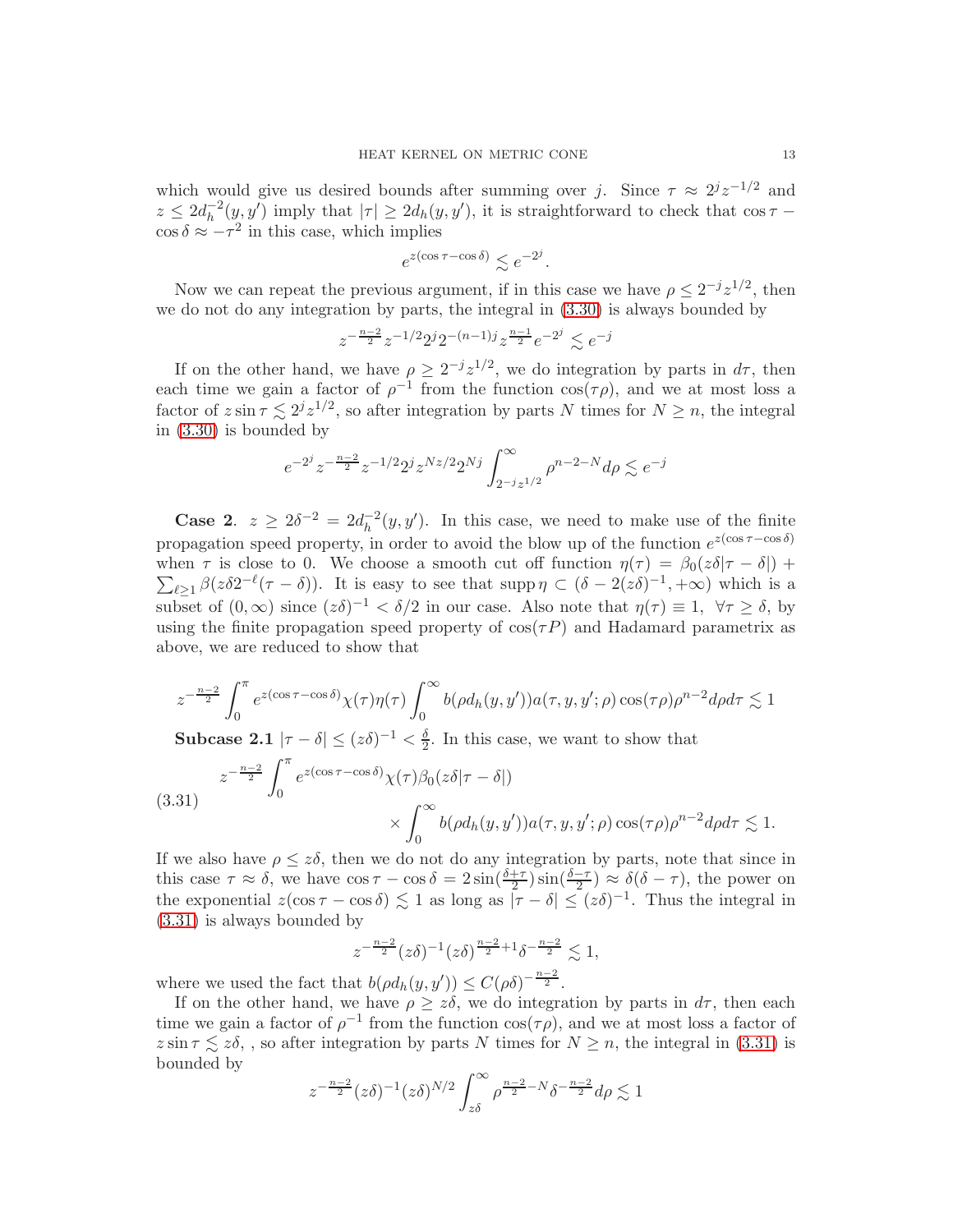which would give us desired bounds after summing over $j$. Since $\tau \approx 2^j z^{-1/2}$ and $z \le 2d_h^{-2}(y,y')$ imply that $|\tau| \ge 2d_h(y,y')$, it is straightforward to check that $\cos\tau - \cos\delta \approx -\tau^2$ in this case, which implies

$$e^{z(\cos\tau-\cos\delta)} \lesssim e^{-2^j}.$$

Now we can repeat the previous argument, if in this case we have $\rho \le 2^{-j}z^{1/2}$, then we do not do any integration by parts, the integral in (3.30) is always bounded by

$$z^{-\frac{n-2}{2}} z^{-1/2} 2^j 2^{-(n-1)j} z^{\frac{n-1}{2}} e^{-2^j} \lesssim e^{-j}$$

If on the other hand, we have $\rho \ge 2^{-j}z^{1/2}$, we do integration by parts in $d\tau$, then each time we gain a factor of $\rho^{-1}$ from the function $\cos(\tau\rho)$, and we at most loss a factor of $z\sin\tau \lesssim 2^j z^{1/2}$, so after integration by parts $N$ times for $N \ge n$, the integral in (3.30) is bounded by

$$e^{-2^j} z^{-\frac{n-2}{2}} z^{-1/2} 2^j z^{Nz/2} 2^{Nj} \int_{2^{-j}z^{1/2}}^{\infty} \rho^{n-2-N} d\rho \lesssim e^{-j}$$

**Case 2**. $z \ge 2\delta^{-2} = 2d_h^{-2}(y,y')$. In this case, we need to make use of the finite propagation speed property, in order to avoid the blow up of the function $e^{z(\cos\tau-\cos\delta)}$ when $\tau$ is close to 0. We choose a smooth cut off function $\eta(\tau) = \beta_0(z\delta|\tau-\delta|) + \sum_{\ell\ge 1}\beta(z\delta 2^{-\ell}(\tau-\delta))$. It is easy to see that $\operatorname{supp}\eta \subset (\delta - 2(z\delta)^{-1}, +\infty)$ which is a subset of $(0,\infty)$ since $(z\delta)^{-1} < \delta/2$ in our case. Also note that $\eta(\tau) \equiv 1,\ \forall \tau \ge \delta$, by using the finite propagation speed property of $\cos(\tau P)$ and Hadamard parametrix as above, we are reduced to show that

$$z^{-\frac{n-2}{2}} \int_0^{\pi} e^{z(\cos\tau-\cos\delta)} \chi(\tau)\eta(\tau) \int_0^{\infty} b(\rho d_h(y,y')) a(\tau,y,y';\rho)\cos(\tau\rho)\rho^{n-2} d\rho d\tau \lesssim 1$$

**Subcase 2.1** $|\tau-\delta| \le (z\delta)^{-1} < \frac{\delta}{2}$. In this case, we want to show that

$$\tag{3.31} \begin{aligned} z^{-\frac{n-2}{2}} \int_0^{\pi} e^{z(\cos\tau-\cos\delta)} \chi(\tau)\beta_0(z\delta|\tau-\delta|) \\ \times \int_0^{\infty} b(\rho d_h(y,y')) a(\tau,y,y';\rho)\cos(\tau\rho)\rho^{n-2} d\rho d\tau \lesssim 1. \end{aligned}$$

If we also have $\rho \le z\delta$, then we do not do any integration by parts, note that since in this case $\tau \approx \delta$, we have $\cos\tau - \cos\delta = 2\sin(\frac{\delta+\tau}{2})\sin(\frac{\delta-\tau}{2}) \approx \delta(\delta-\tau)$, the power on the exponential $z(\cos\tau-\cos\delta) \lesssim 1$ as long as $|\tau-\delta| \le (z\delta)^{-1}$. Thus the integral in (3.31) is always bounded by

$$z^{-\frac{n-2}{2}} (z\delta)^{-1} (z\delta)^{\frac{n-2}{2}+1} \delta^{-\frac{n-2}{2}} \lesssim 1,$$

where we used the fact that $b(\rho d_h(y,y')) \le C(\rho\delta)^{-\frac{n-2}{2}}$.

If on the other hand, we have $\rho \ge z\delta$, we do integration by parts in $d\tau$, then each time we gain a factor of $\rho^{-1}$ from the function $\cos(\tau\rho)$, and we at most loss a factor of $z\sin\tau \lesssim z\delta$, , so after integration by parts $N$ times for $N \ge n$, the integral in (3.31) is bounded by

$$z^{-\frac{n-2}{2}} (z\delta)^{-1} (z\delta)^{N/2} \int_{z\delta}^{\infty} \rho^{\frac{n-2}{2}-N} \delta^{-\frac{n-2}{2}} d\rho \lesssim 1$$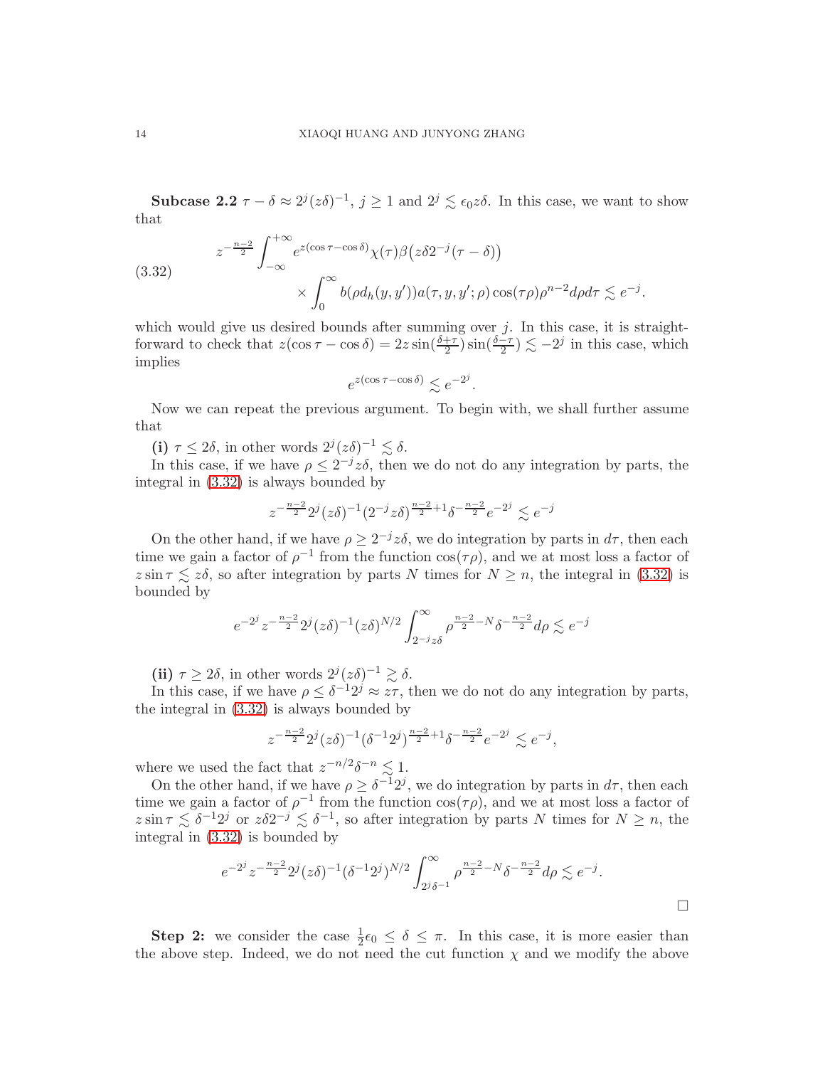**Subcase 2.2** $\tau - \delta \approx 2^j (z\delta)^{-1}$, $j \geq 1$ and $2^j \lesssim \epsilon_0 z\delta$. In this case, we want to show that

$$
\begin{aligned}
z^{-\frac{n-2}{2}} \int_{-\infty}^{+\infty} & e^{z(\cos\tau - \cos\delta)} \chi(\tau) \beta\big(z\delta 2^{-j}(\tau - \delta)\big) \\
& \times \int_0^\infty b(\rho d_h(y,y')) a(\tau, y, y'; \rho) \cos(\tau\rho) \rho^{n-2} d\rho d\tau \lesssim e^{-j}.
\end{aligned}
\tag{3.32}
$$

which would give us desired bounds after summing over $j$. In this case, it is straightforward to check that $z(\cos\tau - \cos\delta) = 2z \sin(\frac{\delta+\tau}{2}) \sin(\frac{\delta-\tau}{2}) \lesssim -2^j$ in this case, which implies

$$
e^{z(\cos\tau - \cos\delta)} \lesssim e^{-2^j}.
$$

Now we can repeat the previous argument. To begin with, we shall further assume that

**(i)** $\tau \leq 2\delta$, in other words $2^j (z\delta)^{-1} \lesssim \delta$.

In this case, if we have $\rho \leq 2^{-j} z\delta$, then we do not do any integration by parts, the integral in (3.32) is always bounded by

$$
z^{-\frac{n-2}{2}} 2^j (z\delta)^{-1} (2^{-j} z\delta)^{\frac{n-2}{2}+1} \delta^{-\frac{n-2}{2}} e^{-2^j} \lesssim e^{-j}
$$

On the other hand, if we have $\rho \geq 2^{-j} z\delta$, we do integration by parts in $d\tau$, then each time we gain a factor of $\rho^{-1}$ from the function $\cos(\tau\rho)$, and we at most loss a factor of $z \sin\tau \lesssim z\delta$, so after integration by parts $N$ times for $N \geq n$, the integral in (3.32) is bounded by

$$
e^{-2^j} z^{-\frac{n-2}{2}} 2^j (z\delta)^{-1} (z\delta)^{N/2} \int_{2^{-j} z\delta}^\infty \rho^{\frac{n-2}{2} - N} \delta^{-\frac{n-2}{2}} d\rho \lesssim e^{-j}
$$

**(ii)** $\tau \geq 2\delta$, in other words $2^j (z\delta)^{-1} \gtrsim \delta$.

In this case, if we have $\rho \leq \delta^{-1} 2^j \approx z\tau$, then we do not do any integration by parts, the integral in (3.32) is always bounded by

$$
z^{-\frac{n-2}{2}} 2^j (z\delta)^{-1} (\delta^{-1} 2^j)^{\frac{n-2}{2}+1} \delta^{-\frac{n-2}{2}} e^{-2^j} \lesssim e^{-j},
$$

where we used the fact that $z^{-n/2} \delta^{-n} \lesssim 1$.

On the other hand, if we have $\rho \geq \delta^{-1} 2^j$, we do integration by parts in $d\tau$, then each time we gain a factor of $\rho^{-1}$ from the function $\cos(\tau\rho)$, and we at most loss a factor of $z \sin\tau \lesssim \delta^{-1} 2^j$ or $z\delta 2^{-j} \lesssim \delta^{-1}$, so after integration by parts $N$ times for $N \geq n$, the integral in (3.32) is bounded by

$$
e^{-2^j} z^{-\frac{n-2}{2}} 2^j (z\delta)^{-1} (\delta^{-1} 2^j)^{N/2} \int_{2^j \delta^{-1}}^\infty \rho^{\frac{n-2}{2} - N} \delta^{-\frac{n-2}{2}} d\rho \lesssim e^{-j}.
$$

□

**Step 2:** we consider the case $\frac{1}{2}\epsilon_0 \leq \delta \leq \pi$. In this case, it is more easier than the above step. Indeed, we do not need the cut function $\chi$ and we modify the above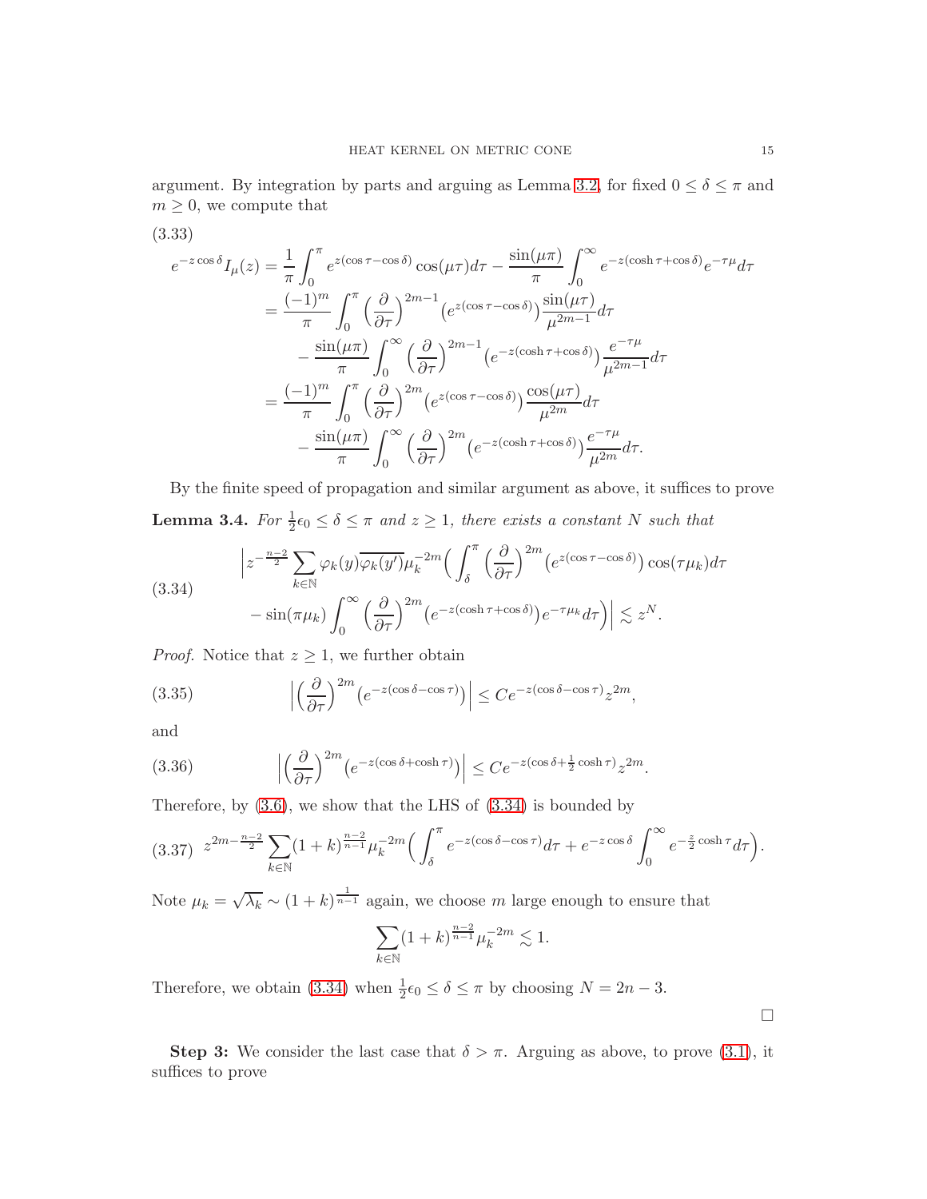argument. By integration by parts and arguing as Lemma 3.2, for fixed $0 \leq \delta \leq \pi$ and $m \geq 0$, we compute that

$$
\begin{aligned}
e^{-z\cos\delta} I_\mu(z) &= \frac{1}{\pi}\int_0^\pi e^{z(\cos\tau - \cos\delta)}\cos(\mu\tau)d\tau - \frac{\sin(\mu\pi)}{\pi}\int_0^\infty e^{-z(\cosh\tau+\cos\delta)}e^{-\tau\mu}d\tau \\
&= \frac{(-1)^m}{\pi}\int_0^\pi \Big(\frac{\partial}{\partial\tau}\Big)^{2m-1}\big(e^{z(\cos\tau-\cos\delta)}\big)\frac{\sin(\mu\tau)}{\mu^{2m-1}}d\tau \\
&\quad - \frac{\sin(\mu\pi)}{\pi}\int_0^\infty \Big(\frac{\partial}{\partial\tau}\Big)^{2m-1}\big(e^{-z(\cosh\tau+\cos\delta)}\big)\frac{e^{-\tau\mu}}{\mu^{2m-1}}d\tau \\
&= \frac{(-1)^m}{\pi}\int_0^\pi \Big(\frac{\partial}{\partial\tau}\Big)^{2m}\big(e^{z(\cos\tau-\cos\delta)}\big)\frac{\cos(\mu\tau)}{\mu^{2m}}d\tau \\
&\quad - \frac{\sin(\mu\pi)}{\pi}\int_0^\infty \Big(\frac{\partial}{\partial\tau}\Big)^{2m}\big(e^{-z(\cosh\tau+\cos\delta)}\big)\frac{e^{-\tau\mu}}{\mu^{2m}}d\tau.
\end{aligned}
\tag{3.33}
$$

By the finite speed of propagation and similar argument as above, it suffices to prove

**Lemma 3.4.** *For $\frac{1}{2}\epsilon_0 \leq \delta \leq \pi$ and $z \geq 1$, there exists a constant $N$ such that*

$$
\begin{aligned}
&\Big| z^{-\frac{n-2}{2}}\sum_{k\in\mathbb{N}}\varphi_k(y)\overline{\varphi_k(y')}\mu_k^{-2m}\Big(\int_\delta^\pi \Big(\frac{\partial}{\partial\tau}\Big)^{2m}\big(e^{z(\cos\tau-\cos\delta)}\big)\cos(\tau\mu_k)d\tau \\
&\quad - \sin(\pi\mu_k)\int_0^\infty \Big(\frac{\partial}{\partial\tau}\Big)^{2m}\big(e^{-z(\cosh\tau+\cos\delta)}\big)e^{-\tau\mu_k}d\tau\Big)\Big| \lesssim z^N.
\end{aligned}
\tag{3.34}
$$

*Proof.* Notice that $z \geq 1$, we further obtain

$$
\Big|\Big(\frac{\partial}{\partial\tau}\Big)^{2m}\big(e^{-z(\cos\delta-\cos\tau)}\big)\Big| \leq Ce^{-z(\cos\delta-\cos\tau)}z^{2m},
\tag{3.35}
$$

and

$$
\Big|\Big(\frac{\partial}{\partial\tau}\Big)^{2m}\big(e^{-z(\cos\delta+\cosh\tau)}\big)\Big| \leq Ce^{-z(\cos\delta+\frac{1}{2}\cosh\tau)}z^{2m}.
\tag{3.36}
$$

Therefore, by (3.6), we show that the LHS of (3.34) is bounded by

$$
z^{2m-\frac{n-2}{2}}\sum_{k\in\mathbb{N}}(1+k)^{\frac{n-2}{n-1}}\mu_k^{-2m}\Big(\int_\delta^\pi e^{-z(\cos\delta-\cos\tau)}d\tau + e^{-z\cos\delta}\int_0^\infty e^{-\frac{z}{2}\cosh\tau}d\tau\Big).
\tag{3.37}
$$

Note $\mu_k = \sqrt{\lambda_k} \sim (1+k)^{\frac{1}{n-1}}$ again, we choose $m$ large enough to ensure that

$$
\sum_{k\in\mathbb{N}}(1+k)^{\frac{n-2}{n-1}}\mu_k^{-2m} \lesssim 1.
$$

Therefore, we obtain (3.34) when $\frac{1}{2}\epsilon_0 \leq \delta \leq \pi$ by choosing $N = 2n-3$.

□

**Step 3:** We consider the last case that $\delta > \pi$. Arguing as above, to prove (3.1), it suffices to prove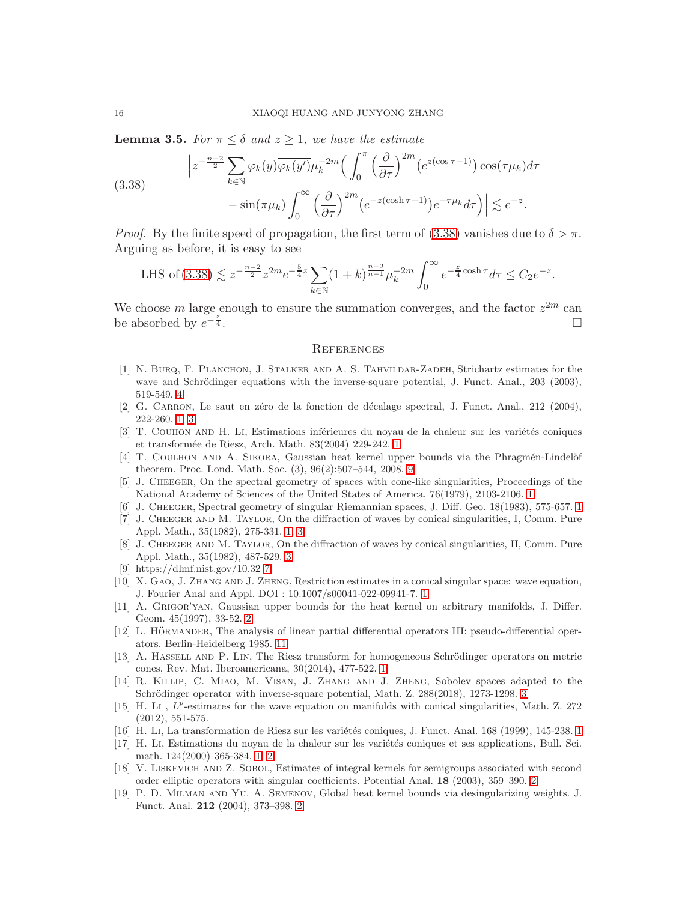**Lemma 3.5.** *For $\pi \leq \delta$ and $z \geq 1$, we have the estimate*

$$
\begin{aligned}
\Big| z^{-\frac{n-2}{2}} \sum_{k\in\mathbb{N}} \varphi_k(y)\overline{\varphi_k(y')}\mu_k^{-2m}\Big( \int_0^\pi \Big(\frac{\partial}{\partial \tau}\Big)^{2m} \big(e^{z(\cos\tau - 1)}\big)\cos(\tau\mu_k)d\tau \\
- \sin(\pi\mu_k)\int_0^\infty \Big(\frac{\partial}{\partial \tau}\Big)^{2m} \big(e^{-z(\cosh\tau+1)}\big)e^{-\tau\mu_k}d\tau\Big)\Big| \lesssim e^{-z}.
\end{aligned}
\tag{3.38}
$$

*Proof.* By the finite speed of propagation, the first term of (3.38) vanishes due to $\delta > \pi$. Arguing as before, it is easy to see

$$
\text{LHS of (3.38)} \lesssim z^{-\frac{n-2}{2}} z^{2m} e^{-\frac{5}{4}z} \sum_{k\in\mathbb{N}} (1+k)^{\frac{n-2}{n-1}} \mu_k^{-2m} \int_0^\infty e^{-\frac{z}{4}\cosh\tau} d\tau \leq C_2 e^{-z}.
$$

We choose $m$ large enough to ensure the summation converges, and the factor $z^{2m}$ can be absorbed by $e^{-\frac{z}{4}}$. □

## References

[1] N. Burq, F. Planchon, J. Stalker and A. S. Tahvildar-Zadeh, Strichartz estimates for the wave and Schrödinger equations with the inverse-square potential, J. Funct. Anal., 203 (2003), 519-549. 4

[2] G. Carron, Le saut en zéro de la fonction de décalage spectral, J. Funct. Anal., 212 (2004), 222-260. 1, 3

[3] T. Couhon and H. Li, Estimations inférieures du noyau de la chaleur sur les variétés coniques et transformée de Riesz, Arch. Math. 83(2004) 229-242. 1

[4] T. Coulhon and A. Sikora, Gaussian heat kernel upper bounds via the Phragmén-Lindelöf theorem. Proc. Lond. Math. Soc. (3), 96(2):507–544, 2008. 9

[5] J. Cheeger, On the spectral geometry of spaces with cone-like singularities, Proceedings of the National Academy of Sciences of the United States of America, 76(1979), 2103-2106. 1

[6] J. Cheeger, Spectral geometry of singular Riemannian spaces, J. Diff. Geo. 18(1983), 575-657. 1

[7] J. Cheeger and M. Taylor, On the diffraction of waves by conical singularities, I, Comm. Pure Appl. Math., 35(1982), 275-331. 1, 3

[8] J. Cheeger and M. Taylor, On the diffraction of waves by conical singularities, II, Comm. Pure Appl. Math., 35(1982), 487-529. 3

[9] https://dlmf.nist.gov/10.32 7

[10] X. Gao, J. Zhang and J. Zheng, Restriction estimates in a conical singular space: wave equation, J. Fourier Anal and Appl. DOI : 10.1007/s00041-022-09941-7. 1

[11] A. Grigor'yan, Gaussian upper bounds for the heat kernel on arbitrary manifolds, J. Differ. Geom. 45(1997), 33-52. 2

[12] L. Hörmander, The analysis of linear partial differential operators III: pseudo-differential operators. Berlin-Heidelberg 1985. 11

[13] A. Hassell and P. Lin, The Riesz transform for homogeneous Schrödinger operators on metric cones, Rev. Mat. Iberoamericana, 30(2014), 477-522. 1

[14] R. Killip, C. Miao, M. Visan, J. Zhang and J. Zheng, Sobolev spaces adapted to the Schrödinger operator with inverse-square potential, Math. Z. 288(2018), 1273-1298. 3

[15] H. Li , $L^p$-estimates for the wave equation on manifolds with conical singularities, Math. Z. 272 (2012), 551-575.

[16] H. Li, La transformation de Riesz sur les variétés coniques, J. Funct. Anal. 168 (1999), 145-238. 1

[17] H. Li, Estimations du noyau de la chaleur sur les variétés coniques et ses applications, Bull. Sci. math. 124(2000) 365-384. 1, 2

[18] V. Liskevich and Z. Sobol, Estimates of integral kernels for semigroups associated with second order elliptic operators with singular coefficients. Potential Anal. **18** (2003), 359–390. 2

[19] P. D. Milman and Yu. A. Semenov, Global heat kernel bounds via desingularizing weights. J. Funct. Anal. **212** (2004), 373–398. 2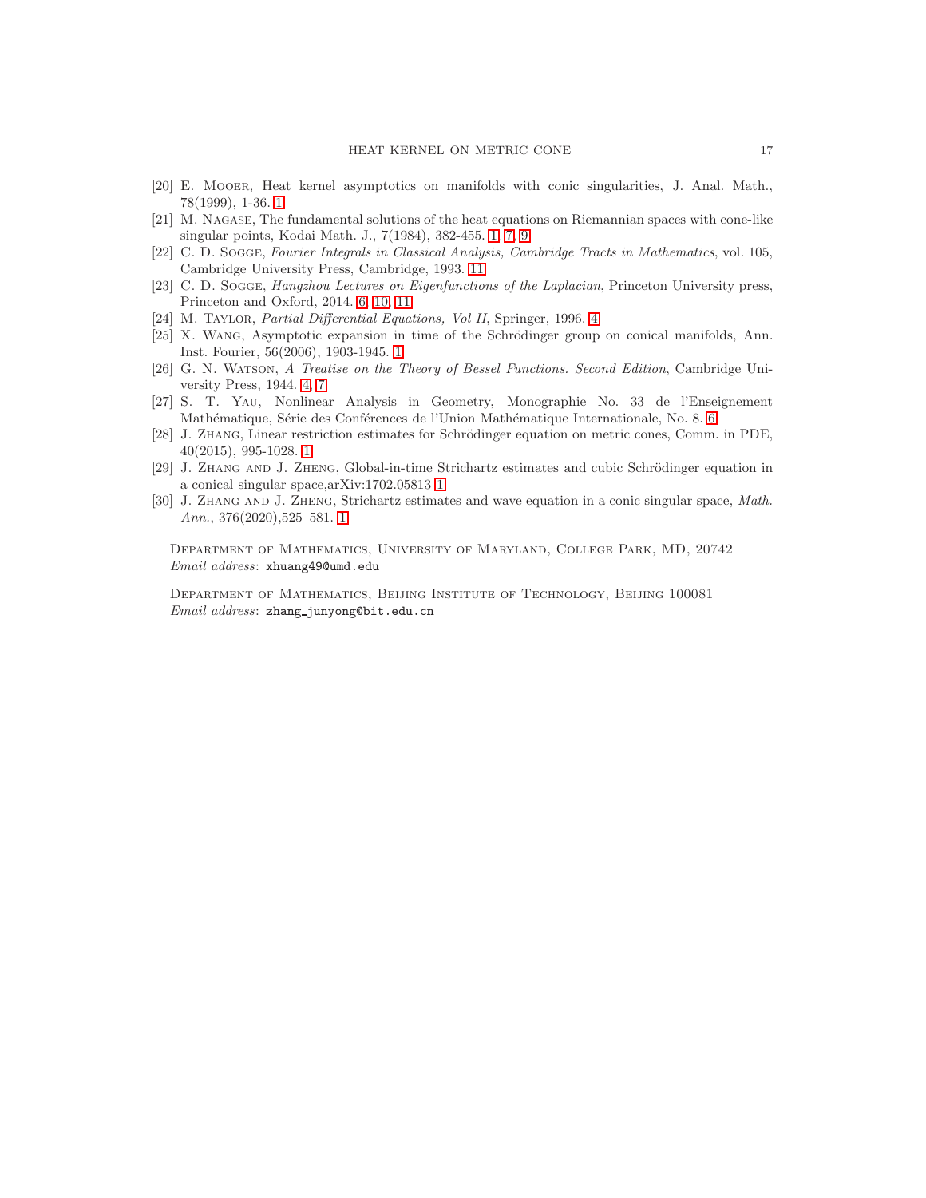[20] E. Mooer, Heat kernel asymptotics on manifolds with conic singularities, J. Anal. Math., 78(1999), 1-36. 1

[21] M. Nagase, The fundamental solutions of the heat equations on Riemannian spaces with cone-like singular points, Kodai Math. J., 7(1984), 382-455. 1, 7, 9

[22] C. D. Sogge, *Fourier Integrals in Classical Analysis, Cambridge Tracts in Mathematics*, vol. 105, Cambridge University Press, Cambridge, 1993. 11

[23] C. D. Sogge, *Hangzhou Lectures on Eigenfunctions of the Laplacian*, Princeton University press, Princeton and Oxford, 2014. 6, 10, 11

[24] M. Taylor, *Partial Differential Equations, Vol II*, Springer, 1996. 4

[25] X. Wang, Asymptotic expansion in time of the Schrödinger group on conical manifolds, Ann. Inst. Fourier, 56(2006), 1903-1945. 1

[26] G. N. Watson, *A Treatise on the Theory of Bessel Functions. Second Edition*, Cambridge University Press, 1944. 4, 7

[27] S. T. Yau, Nonlinear Analysis in Geometry, Monographie No. 33 de l'Enseignement Mathématique, Série des Conférences de l'Union Mathématique Internationale, No. 8. 6

[28] J. Zhang, Linear restriction estimates for Schrödinger equation on metric cones, Comm. in PDE, 40(2015), 995-1028. 1

[29] J. Zhang and J. Zheng, Global-in-time Strichartz estimates and cubic Schrödinger equation in a conical singular space,arXiv:1702.05813 1

[30] J. Zhang and J. Zheng, Strichartz estimates and wave equation in a conic singular space, *Math. Ann.*, 376(2020),525–581. 1

Department of Mathematics, University of Maryland, College Park, MD, 20742
*Email address*: xhuang49@umd.edu

Department of Mathematics, Beijing Institute of Technology, Beijing 100081
*Email address*: zhang_junyong@bit.edu.cn